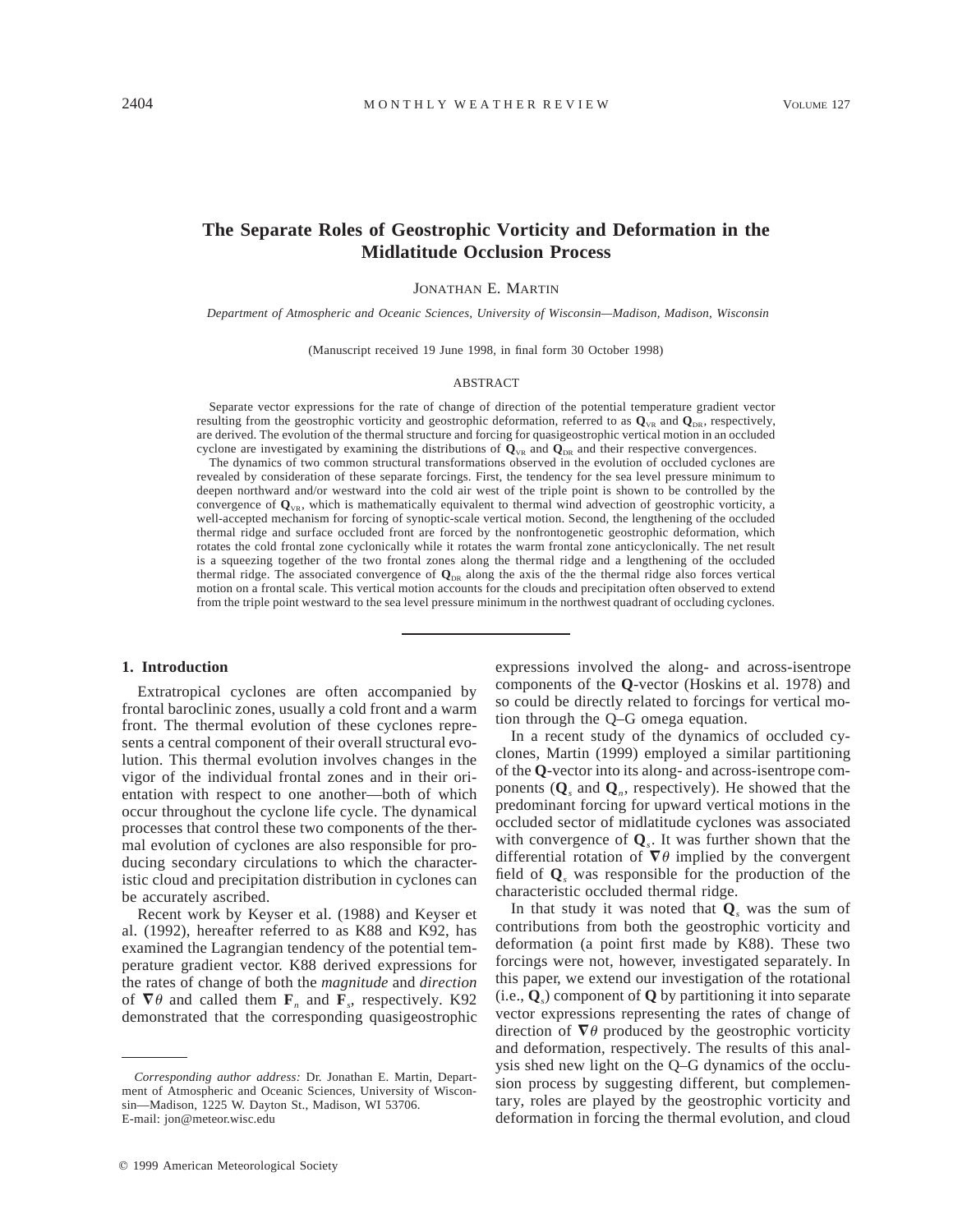# The Separate Roles of Geostrophic Vorticity and Deformation in the Midlatitude Occlusion Process

JONATHAN E. MARTIN

*Department of Atmospheric and Oceanic Sciences, University of Wisconsin—Madison, Madison, Wisconsin*

(Manuscript received 19 June 1998, in final form 30 October 1998)

## ABSTRACT

Separate vector expressions for the rate of change of direction of the potential temperature gradient vector resulting from the geostrophic vorticity and geostrophic deformation, referred to as $\mathbf{Q}_{VR}$ and $\mathbf{Q}_{DR}$, respectively, are derived. The evolution of the thermal structure and forcing for quasigeostrophic vertical motion in an occluded cyclone are investigated by examining the distributions of $\mathbf{Q}_{VR}$ and $\mathbf{Q}_{DR}$ and their respective convergences.

The dynamics of two common structural transformations observed in the evolution of occluded cyclones are revealed by consideration of these separate forcings. First, the tendency for the sea level pressure minimum to deepen northward and/or westward into the cold air west of the triple point is shown to be controlled by the convergence of $\mathbf{Q}_{VR}$, which is mathematically equivalent to thermal wind advection of geostrophic vorticity, a well-accepted mechanism for forcing of synoptic-scale vertical motion. Second, the lengthening of the occluded thermal ridge and surface occluded front are forced by the nonfrontogenetic geostrophic deformation, which rotates the cold frontal zone cyclonically while it rotates the warm frontal zone anticyclonically. The net result is a squeezing together of the two frontal zones along the thermal ridge and a lengthening of the occluded thermal ridge. The associated convergence of $\mathbf{Q}_{DR}$ along the axis of the the thermal ridge also forces vertical motion on a frontal scale. This vertical motion accounts for the clouds and precipitation often observed to extend from the triple point westward to the sea level pressure minimum in the northwest quadrant of occluding cyclones.

## 1. Introduction

Extratropical cyclones are often accompanied by frontal baroclinic zones, usually a cold front and a warm front. The thermal evolution of these cyclones represents a central component of their overall structural evolution. This thermal evolution involves changes in the vigor of the individual frontal zones and in their orientation with respect to one another—both of which occur throughout the cyclone life cycle. The dynamical processes that control these two components of the thermal evolution of cyclones are also responsible for producing secondary circulations to which the characteristic cloud and precipitation distribution in cyclones can be accurately ascribed.

Recent work by Keyser et al. (1988) and Keyser et al. (1992), hereafter referred to as K88 and K92, has examined the Lagrangian tendency of the potential temperature gradient vector. K88 derived expressions for the rates of change of both the *magnitude* and *direction* of $\boldsymbol{\nabla}\theta$ and called them $\mathbf{F}_n$ and $\mathbf{F}_s$, respectively. K92 demonstrated that the corresponding quasigeostrophic expressions involved the along- and across-isentrope components of the **Q**-vector (Hoskins et al. 1978) and so could be directly related to forcings for vertical motion through the Q–G omega equation.

In a recent study of the dynamics of occluded cyclones, Martin (1999) employed a similar partitioning of the **Q**-vector into its along- and across-isentrope components ($\mathbf{Q}_s$ and $\mathbf{Q}_n$, respectively). He showed that the predominant forcing for upward vertical motions in the occluded sector of midlatitude cyclones was associated with convergence of $\mathbf{Q}_s$. It was further shown that the differential rotation of $\boldsymbol{\nabla}\theta$ implied by the convergent field of $\mathbf{Q}_s$ was responsible for the production of the characteristic occluded thermal ridge.

In that study it was noted that $\mathbf{Q}_s$ was the sum of contributions from both the geostrophic vorticity and deformation (a point first made by K88). These two forcings were not, however, investigated separately. In this paper, we extend our investigation of the rotational (i.e., $\mathbf{Q}_s$) component of **Q** by partitioning it into separate vector expressions representing the rates of change of direction of $\boldsymbol{\nabla}\theta$ produced by the geostrophic vorticity and deformation, respectively. The results of this analysis shed new light on the Q–G dynamics of the occlusion process by suggesting different, but complementary, roles are played by the geostrophic vorticity and deformation in forcing the thermal evolution, and cloud

*Corresponding author address:* Dr. Jonathan E. Martin, Department of Atmospheric and Oceanic Sciences, University of Wisconsin—Madison, 1225 W. Dayton St., Madison, WI 53706.
E-mail: jon@meteor.wisc.edu

© 1999 American Meteorological Society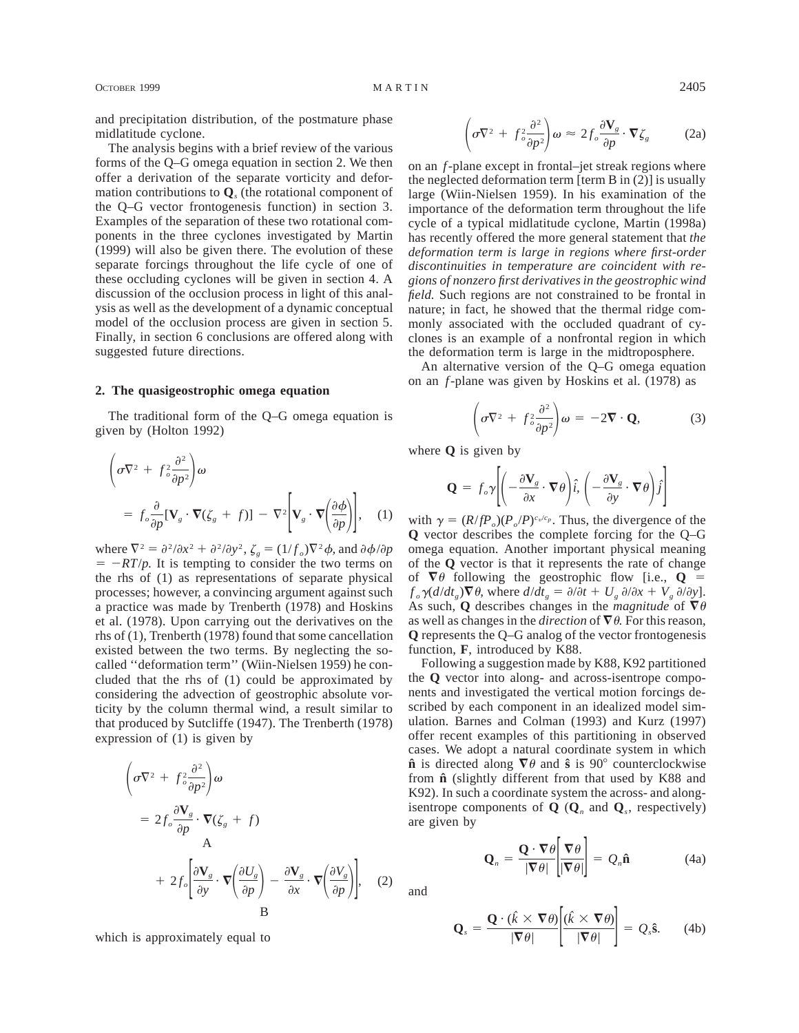and precipitation distribution, of the postmature phase midlatitude cyclone.

The analysis begins with a brief review of the various forms of the Q–G omega equation in section 2. We then offer a derivation of the separate vorticity and deformation contributions to $\mathbf{Q}_s$ (the rotational component of the Q–G vector frontogenesis function) in section 3. Examples of the separation of these two rotational components in the three cyclones investigated by Martin (1999) will also be given there. The evolution of these separate forcings throughout the life cycle of one of these occluding cyclones will be given in section 4. A discussion of the occlusion process in light of this analysis as well as the development of a dynamic conceptual model of the occlusion process are given in section 5. Finally, in section 6 conclusions are offered along with suggested future directions.

## 2. The quasigeostrophic omega equation

The traditional form of the Q–G omega equation is given by (Holton 1992)

$$\left(\sigma\nabla^2 + f_o^2\frac{\partial^2}{\partial p^2}\right)\omega = f_o\frac{\partial}{\partial p}[\mathbf{V}_g \cdot \boldsymbol{\nabla}(\zeta_g + f)] - \nabla^2\left[\mathbf{V}_g \cdot \boldsymbol{\nabla}\left(\frac{\partial \phi}{\partial p}\right)\right], \quad (1)$$

where $\nabla^2 = \partial^2/\partial x^2 + \partial^2/\partial y^2$, $\zeta_g = (1/f_o)\nabla^2\phi$, and $\partial\phi/\partial p = -RT/p$. It is tempting to consider the two terms on the rhs of (1) as representations of separate physical processes; however, a convincing argument against such a practice was made by Trenberth (1978) and Hoskins et al. (1978). Upon carrying out the derivatives on the rhs of (1), Trenberth (1978) found that some cancellation existed between the two terms. By neglecting the so-called ''deformation term'' (Wiin-Nielsen 1959) he concluded that the rhs of (1) could be approximated by considering the advection of geostrophic absolute vorticity by the column thermal wind, a result similar to that produced by Sutcliffe (1947). The Trenberth (1978) expression of (1) is given by

$$\left(\sigma\nabla^2 + f_o^2\frac{\partial^2}{\partial p^2}\right)\omega = \underbrace{2f_o\frac{\partial \mathbf{V}_g}{\partial p} \cdot \boldsymbol{\nabla}(\zeta_g + f)}_{\text{A}} + \underbrace{2f_o\left[\frac{\partial \mathbf{V}_g}{\partial y} \cdot \boldsymbol{\nabla}\left(\frac{\partial U_g}{\partial p}\right) - \frac{\partial \mathbf{V}_g}{\partial x} \cdot \boldsymbol{\nabla}\left(\frac{\partial V_g}{\partial p}\right)\right]}_{\text{B}}, \quad (2)$$

which is approximately equal to

$$\left(\sigma\nabla^2 + f_o^2\frac{\partial^2}{\partial p^2}\right)\omega \approx 2f_o\frac{\partial \mathbf{V}_g}{\partial p} \cdot \boldsymbol{\nabla}\zeta_g \quad (2a)$$

on an $f$-plane except in frontal–jet streak regions where the neglected deformation term [term B in (2)] is usually large (Wiin-Nielsen 1959). In his examination of the importance of the deformation term throughout the life cycle of a typical midlatitude cyclone, Martin (1998a) has recently offered the more general statement that *the deformation term is large in regions where first-order discontinuities in temperature are coincident with regions of nonzero first derivatives in the geostrophic wind field.* Such regions are not constrained to be frontal in nature; in fact, he showed that the thermal ridge commonly associated with the occluded quadrant of cyclones is an example of a nonfrontal region in which the deformation term is large in the midtroposphere.

An alternative version of the Q–G omega equation on an $f$-plane was given by Hoskins et al. (1978) as

$$\left(\sigma\nabla^2 + f_o^2\frac{\partial^2}{\partial p^2}\right)\omega = -2\boldsymbol{\nabla} \cdot \mathbf{Q}, \quad (3)$$

where $\mathbf{Q}$ is given by

$$\mathbf{Q} = f_o\gamma\left[\left(-\frac{\partial \mathbf{V}_g}{\partial x} \cdot \boldsymbol{\nabla}\theta\right)\hat{i}, \left(-\frac{\partial \mathbf{V}_g}{\partial y} \cdot \boldsymbol{\nabla}\theta\right)\hat{j}\right]$$

with $\gamma = (R/fP_o)(P_o/P)^{c_v/c_p}$. Thus, the divergence of the $\mathbf{Q}$ vector describes the complete forcing for the Q–G omega equation. Another important physical meaning of the $\mathbf{Q}$ vector is that it represents the rate of change of $\boldsymbol{\nabla}\theta$ following the geostrophic flow [i.e., $\mathbf{Q} = f_o\gamma(d/dt_g)\boldsymbol{\nabla}\theta$, where $d/dt_g = \partial/\partial t + U_g\,\partial/\partial x + V_g\,\partial/\partial y$]. As such, $\mathbf{Q}$ describes changes in the *magnitude* of $\boldsymbol{\nabla}\theta$ as well as changes in the *direction* of $\boldsymbol{\nabla}\theta$. For this reason, $\mathbf{Q}$ represents the Q–G analog of the vector frontogenesis function, $\mathbf{F}$, introduced by K88.

Following a suggestion made by K88, K92 partitioned the $\mathbf{Q}$ vector into along- and across-isentrope components and investigated the vertical motion forcings described by each component in an idealized model simulation. Barnes and Colman (1993) and Kurz (1997) offer recent examples of this partitioning in observed cases. We adopt a natural coordinate system in which $\hat{\mathbf{n}}$ is directed along $\boldsymbol{\nabla}\theta$ and $\hat{\mathbf{s}}$ is 90° counterclockwise from $\hat{\mathbf{n}}$ (slightly different from that used by K88 and K92). In such a coordinate system the across- and along-isentrope components of $\mathbf{Q}$ ($\mathbf{Q}_n$ and $\mathbf{Q}_s$, respectively) are given by

$$\mathbf{Q}_n = \frac{\mathbf{Q} \cdot \boldsymbol{\nabla}\theta}{|\boldsymbol{\nabla}\theta|}\left[\frac{\boldsymbol{\nabla}\theta}{|\boldsymbol{\nabla}\theta|}\right] = Q_n\hat{\mathbf{n}} \quad (4a)$$

and

$$\mathbf{Q}_s = \frac{\mathbf{Q} \cdot (\hat{k} \times \boldsymbol{\nabla}\theta)}{|\boldsymbol{\nabla}\theta|}\left[\frac{(\hat{k} \times \boldsymbol{\nabla}\theta)}{|\boldsymbol{\nabla}\theta|}\right] = Q_s\hat{\mathbf{s}}. \quad (4b)$$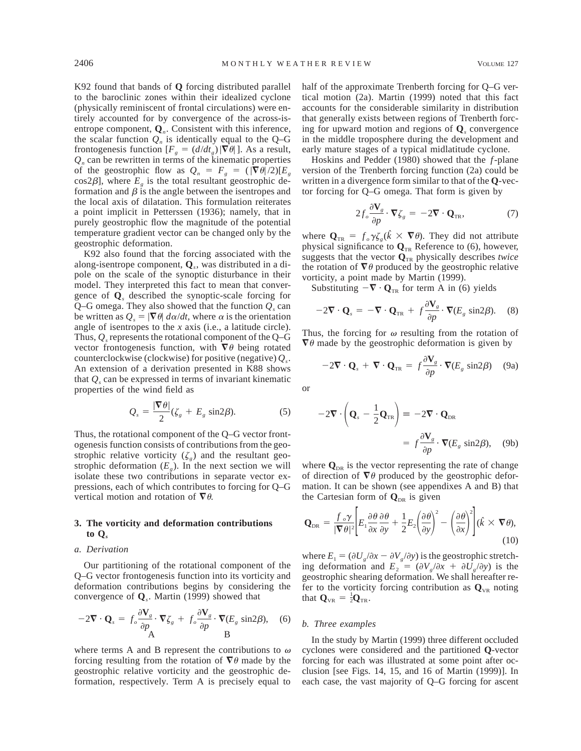K92 found that bands of **Q** forcing distributed parallel to the baroclinic zones within their idealized cyclone (physically reminiscent of frontal circulations) were entirely accounted for by convergence of the across-isentrope component, $\mathbf{Q}_n$. Consistent with this inference, the scalar function $Q_n$ is identically equal to the Q–G frontogenesis function $[F_g = (d/dt_g)|\nabla\theta|]$. As a result, $Q_n$ can be rewritten in terms of the kinematic properties of the geostrophic flow as $Q_n = F_g = (|\nabla\theta|/2)[E_g \cos 2\beta]$, where $E_g$ is the total resultant geostrophic deformation and $\beta$ is the angle between the isentropes and the local axis of dilatation. This formulation reiterates a point implicit in Petterssen (1936); namely, that in purely geostrophic flow the magnitude of the potential temperature gradient vector can be changed only by the geostrophic deformation.

K92 also found that the forcing associated with the along-isentrope component, $\mathbf{Q}_s$, was distributed in a dipole on the scale of the synoptic disturbance in their model. They interpreted this fact to mean that convergence of $\mathbf{Q}_s$ described the synoptic-scale forcing for Q–G omega. They also showed that the function $Q_s$ can be written as $Q_s = |\nabla\theta|\, d\alpha/dt$, where $\alpha$ is the orientation angle of isentropes to the $x$ axis (i.e., a latitude circle). Thus, $Q_s$ represents the rotational component of the Q–G vector frontogenesis function, with $\nabla\theta$ being rotated counterclockwise (clockwise) for positive (negative) $Q_s$. An extension of a derivation presented in K88 shows that $Q_s$ can be expressed in terms of invariant kinematic properties of the wind field as

$$Q_s = \frac{|\nabla\theta|}{2}(\zeta_g + E_g \sin 2\beta). \tag{5}$$

Thus, the rotational component of the Q–G vector frontogenesis function consists of contributions from the geostrophic relative vorticity ($\zeta_g$) and the resultant geostrophic deformation ($E_g$). In the next section we will isolate these two contributions in separate vector expressions, each of which contributes to forcing for Q–G vertical motion and rotation of $\nabla\theta$.

## 3. The vorticity and deformation contributions to $\mathbf{Q}_s$

### *a. Derivation*

Our partitioning of the rotational component of the Q–G vector frontogenesis function into its vorticity and deformation contributions begins by considering the convergence of $\mathbf{Q}_s$. Martin (1999) showed that

$$-2\nabla\cdot\mathbf{Q}_s = \underset{\text{A}}{f_o\frac{\partial\mathbf{V}_g}{\partial p}\cdot\nabla\zeta_g} + \underset{\text{B}}{f_o\frac{\partial\mathbf{V}_g}{\partial p}\cdot\nabla(E_g \sin 2\beta)}, \tag{6}$$

where terms A and B represent the contributions to $\omega$ forcing resulting from the rotation of $\nabla\theta$ made by the geostrophic relative vorticity and the geostrophic deformation, respectively. Term A is precisely equal to half of the approximate Trenberth forcing for Q–G vertical motion (2a). Martin (1999) noted that this fact accounts for the considerable similarity in distribution that generally exists between regions of Trenberth forcing for upward motion and regions of $\mathbf{Q}_s$ convergence in the middle troposphere during the development and early mature stages of a typical midlatitude cyclone.

Hoskins and Pedder (1980) showed that the $f$-plane version of the Trenberth forcing function (2a) could be written in a divergence form similar to that of the **Q**-vector forcing for Q–G omega. That form is given by

$$2f_o\frac{\partial\mathbf{V}_g}{\partial p}\cdot\nabla\zeta_g = -2\nabla\cdot\mathbf{Q}_{\text{TR}}, \tag{7}$$

where $\mathbf{Q}_{\text{TR}} = f_o\gamma\zeta_g(\hat{k}\times\nabla\theta)$. They did not attribute physical significance to $\mathbf{Q}_{\text{TR}}$ Reference to (6), however, suggests that the vector $\mathbf{Q}_{\text{TR}}$ physically describes *twice* the rotation of $\nabla\theta$ produced by the geostrophic relative vorticity, a point made by Martin (1999).

Substituting $-\nabla\cdot\mathbf{Q}_{\text{TR}}$ for term A in (6) yields

$$-2\nabla\cdot\mathbf{Q}_s = -\nabla\cdot\mathbf{Q}_{\text{TR}} + f\frac{\partial\mathbf{V}_g}{\partial p}\cdot\nabla(E_g \sin 2\beta). \tag{8}$$

Thus, the forcing for $\omega$ resulting from the rotation of $\nabla\theta$ made by the geostrophic deformation is given by

$$-2\nabla\cdot\mathbf{Q}_s + \nabla\cdot\mathbf{Q}_{\text{TR}} = f\frac{\partial\mathbf{V}_g}{\partial p}\cdot\nabla(E_g \sin 2\beta) \tag{9a}$$

or

$$-2\nabla\cdot\left(\mathbf{Q}_s - \frac{1}{2}\mathbf{Q}_{\text{TR}}\right) \equiv -2\nabla\cdot\mathbf{Q}_{\text{DR}} = f\frac{\partial\mathbf{V}_g}{\partial p}\cdot\nabla(E_g \sin 2\beta), \tag{9b}$$

where $\mathbf{Q}_{\text{DR}}$ is the vector representing the rate of change of direction of $\nabla\theta$ produced by the geostrophic deformation. It can be shown (see appendixes A and B) that the Cartesian form of $\mathbf{Q}_{\text{DR}}$ is given

$$\mathbf{Q}_{\text{DR}} = \frac{f_o\gamma}{|\nabla\theta|^2}\left[E_1\frac{\partial\theta}{\partial x}\frac{\partial\theta}{\partial y} + \frac{1}{2}E_2\left(\frac{\partial\theta}{\partial y}\right)^2 - \left(\frac{\partial\theta}{\partial x}\right)^2\right](\hat{k}\times\nabla\theta), \tag{10}$$

where $E_1 = (\partial U_g/\partial x - \partial V_g/\partial y)$ is the geostrophic stretching deformation and $E_2 = (\partial V_g/\partial x + \partial U_g/\partial y)$ is the geostrophic shearing deformation. We shall hereafter refer to the vorticity forcing contribution as $\mathbf{Q}_{\text{VR}}$ noting that $\mathbf{Q}_{\text{VR}} = \frac{1}{2}\mathbf{Q}_{\text{TR}}$.

### *b. Three examples*

In the study by Martin (1999) three different occluded cyclones were considered and the partitioned **Q**-vector forcing for each was illustrated at some point after occlusion [see Figs. 14, 15, and 16 of Martin (1999)]. In each case, the vast majority of Q–G forcing for ascent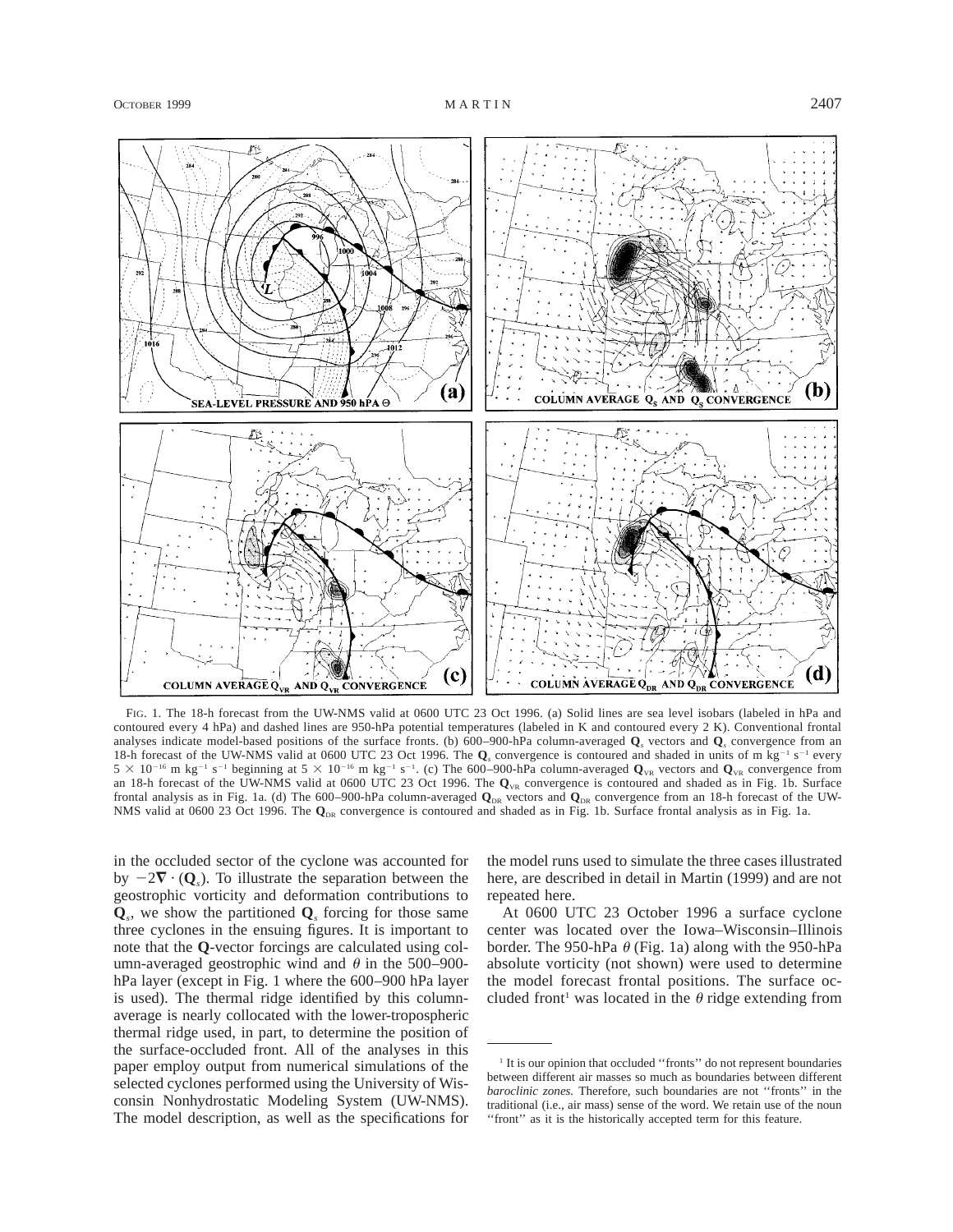FIG. 1. The 18-h forecast from the UW-NMS valid at 0600 UTC 23 Oct 1996. (a) Solid lines are sea level isobars (labeled in hPa and contoured every 4 hPa) and dashed lines are 950-hPa potential temperatures (labeled in K and contoured every 2 K). Conventional frontal analyses indicate model-based positions of the surface fronts. (b) 600–900-hPa column-averaged $\mathbf{Q}_s$ vectors and $\mathbf{Q}_s$ convergence from an 18-h forecast of the UW-NMS valid at 0600 UTC 23 Oct 1996. The $\mathbf{Q}_s$ convergence is contoured and shaded in units of m kg$^{-1}$ s$^{-1}$ every $5 \times 10^{-16}$ m kg$^{-1}$ s$^{-1}$ beginning at $5 \times 10^{-16}$ m kg$^{-1}$ s$^{-1}$. (c) The 600–900-hPa column-averaged $\mathbf{Q}_{VR}$ vectors and $\mathbf{Q}_{VR}$ convergence from an 18-h forecast of the UW-NMS valid at 0600 UTC 23 Oct 1996. The $\mathbf{Q}_{VR}$ convergence is contoured and shaded as in Fig. 1b. Surface frontal analysis as in Fig. 1a. (d) The 600–900-hPa column-averaged $\mathbf{Q}_{DR}$ vectors and $\mathbf{Q}_{DR}$ convergence from an 18-h forecast of the UW-NMS valid at 0600 23 Oct 1996. The $\mathbf{Q}_{DR}$ convergence is contoured and shaded as in Fig. 1b. Surface frontal analysis as in Fig. 1a.

in the occluded sector of the cyclone was accounted for by $-2\boldsymbol{\nabla} \cdot (\mathbf{Q}_s)$. To illustrate the separation between the geostrophic vorticity and deformation contributions to $\mathbf{Q}_s$, we show the partitioned $\mathbf{Q}_s$ forcing for those same three cyclones in the ensuing figures. It is important to note that the **Q**-vector forcings are calculated using column-averaged geostrophic wind and $\theta$ in the 500–900-hPa layer (except in Fig. 1 where the 600–900 hPa layer is used). The thermal ridge identified by this column-average is nearly collocated with the lower-tropospheric thermal ridge used, in part, to determine the position of the surface-occluded front. All of the analyses in this paper employ output from numerical simulations of the selected cyclones performed using the University of Wisconsin Nonhydrostatic Modeling System (UW-NMS). The model description, as well as the specifications for the model runs used to simulate the three cases illustrated here, are described in detail in Martin (1999) and are not repeated here.

At 0600 UTC 23 October 1996 a surface cyclone center was located over the Iowa–Wisconsin–Illinois border. The 950-hPa $\theta$ (Fig. 1a) along with the 950-hPa absolute vorticity (not shown) were used to determine the model forecast frontal positions. The surface occluded front[1] was located in the $\theta$ ridge extending from

[1] It is our opinion that occluded ''fronts'' do not represent boundaries between different air masses so much as boundaries between different *baroclinic zones.* Therefore, such boundaries are not ''fronts'' in the traditional (i.e., air mass) sense of the word. We retain use of the noun ''front'' as it is the historically accepted term for this feature.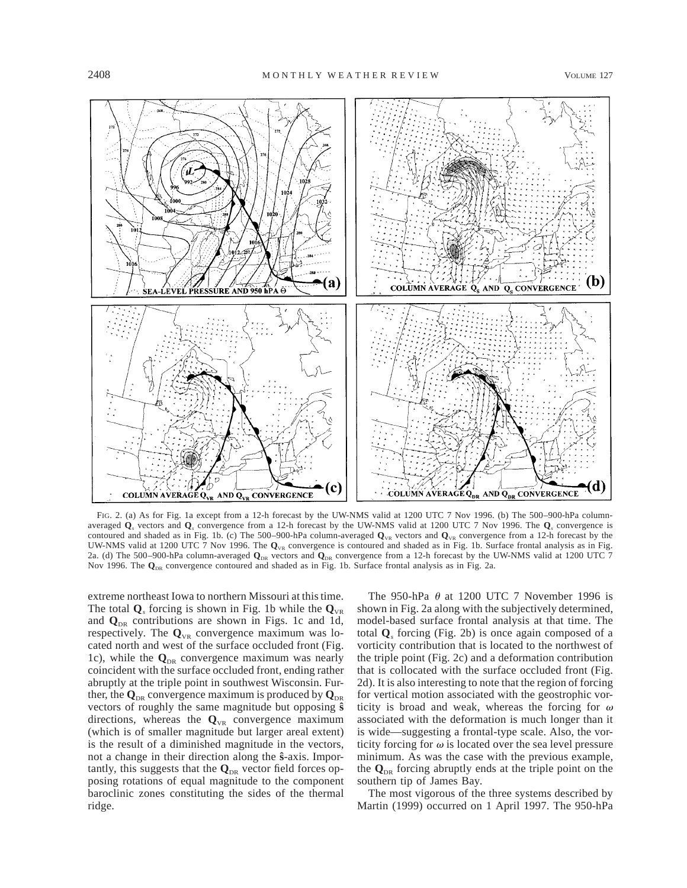FIG. 2. (a) As for Fig. 1a except from a 12-h forecast by the UW-NMS valid at 1200 UTC 7 Nov 1996. (b) The 500–900-hPa column-averaged $\mathbf{Q}_s$ vectors and $\mathbf{Q}_s$ convergence from a 12-h forecast by the UW-NMS valid at 1200 UTC 7 Nov 1996. The $\mathbf{Q}_s$ convergence is contoured and shaded as in Fig. 1b. (c) The 500–900-hPa column-averaged $\mathbf{Q}_{VR}$ vectors and $\mathbf{Q}_{VR}$ convergence from a 12-h forecast by the UW-NMS valid at 1200 UTC 7 Nov 1996. The $\mathbf{Q}_{VR}$ convergence is contoured and shaded as in Fig. 1b. Surface frontal analysis as in Fig. 2a. (d) The 500–900-hPa column-averaged $\mathbf{Q}_{DR}$ vectors and $\mathbf{Q}_{DR}$ convergence from a 12-h forecast by the UW-NMS valid at 1200 UTC 7 Nov 1996. The $\mathbf{Q}_{DR}$ convergence contoured and shaded as in Fig. 1b. Surface frontal analysis as in Fig. 2a.

extreme northeast Iowa to northern Missouri at this time. The total $\mathbf{Q}_s$ forcing is shown in Fig. 1b while the $\mathbf{Q}_{VR}$ and $\mathbf{Q}_{DR}$ contributions are shown in Figs. 1c and 1d, respectively. The $\mathbf{Q}_{VR}$ convergence maximum was located north and west of the surface occluded front (Fig. 1c), while the $\mathbf{Q}_{DR}$ convergence maximum was nearly coincident with the surface occluded front, ending rather abruptly at the triple point in southwest Wisconsin. Further, the $\mathbf{Q}_{DR}$ convergence maximum is produced by $\mathbf{Q}_{DR}$ vectors of roughly the same magnitude but opposing $\hat{\mathbf{s}}$ directions, whereas the $\mathbf{Q}_{VR}$ convergence maximum (which is of smaller magnitude but larger areal extent) is the result of a diminished magnitude in the vectors, not a change in their direction along the $\hat{\mathbf{s}}$-axis. Importantly, this suggests that the $\mathbf{Q}_{DR}$ vector field forces opposing rotations of equal magnitude to the component baroclinic zones constituting the sides of the thermal ridge.

The 950-hPa $\theta$ at 1200 UTC 7 November 1996 is shown in Fig. 2a along with the subjectively determined, model-based surface frontal analysis at that time. The total $\mathbf{Q}_s$ forcing (Fig. 2b) is once again composed of a vorticity contribution that is located to the northwest of the triple point (Fig. 2c) and a deformation contribution that is collocated with the surface occluded front (Fig. 2d). It is also interesting to note that the region of forcing for vertical motion associated with the geostrophic vorticity is broad and weak, whereas the forcing for $\omega$ associated with the deformation is much longer than it is wide—suggesting a frontal-type scale. Also, the vorticity forcing for $\omega$ is located over the sea level pressure minimum. As was the case with the previous example, the $\mathbf{Q}_{DR}$ forcing abruptly ends at the triple point on the southern tip of James Bay.

The most vigorous of the three systems described by Martin (1999) occurred on 1 April 1997. The 950-hPa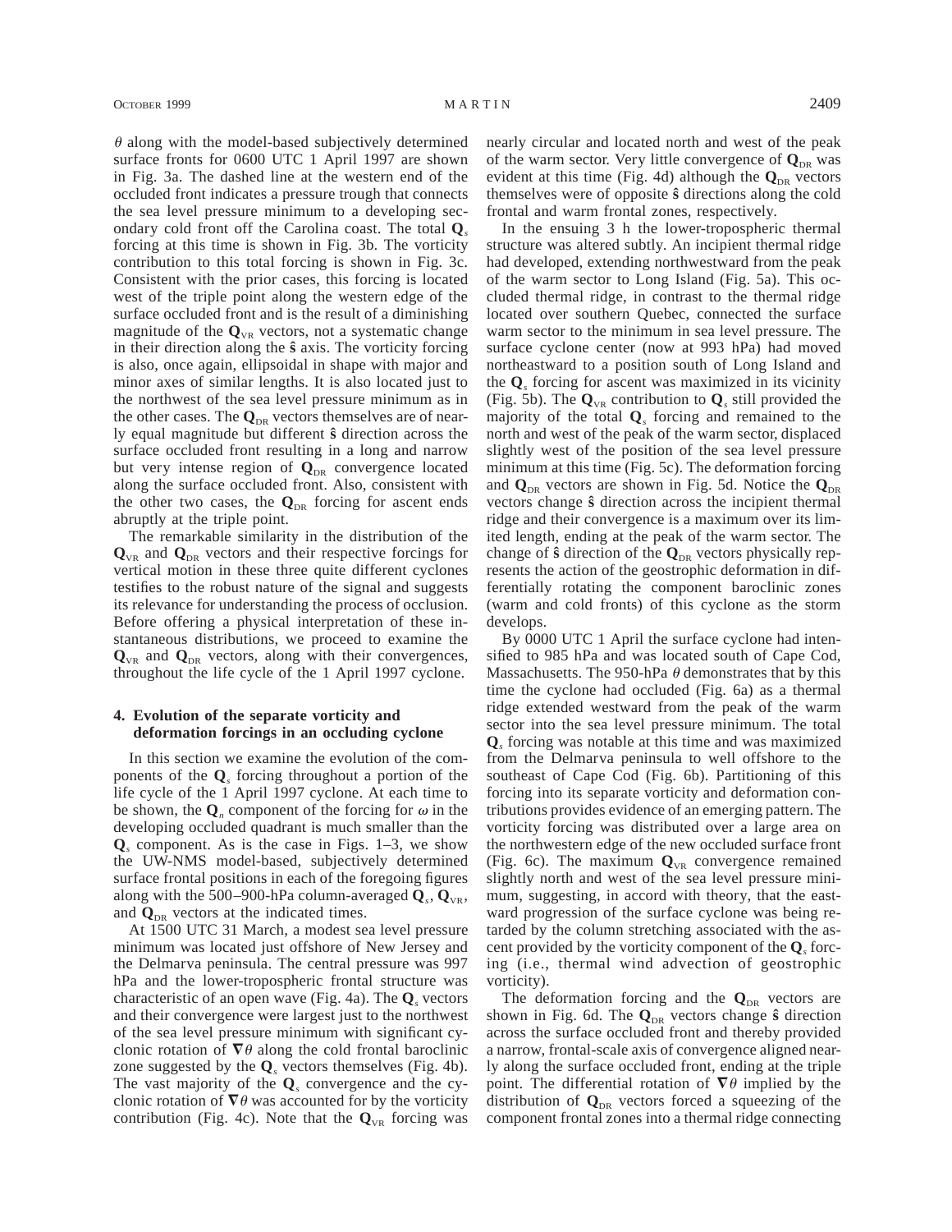$\theta$ along with the model-based subjectively determined surface fronts for 0600 UTC 1 April 1997 are shown in Fig. 3a. The dashed line at the western end of the occluded front indicates a pressure trough that connects the sea level pressure minimum to a developing secondary cold front off the Carolina coast. The total $\mathbf{Q}_s$ forcing at this time is shown in Fig. 3b. The vorticity contribution to this total forcing is shown in Fig. 3c. Consistent with the prior cases, this forcing is located west of the triple point along the western edge of the surface occluded front and is the result of a diminishing magnitude of the $\mathbf{Q}_{\mathrm{VR}}$ vectors, not a systematic change in their direction along the $\hat{\mathbf{s}}$ axis. The vorticity forcing is also, once again, ellipsoidal in shape with major and minor axes of similar lengths. It is also located just to the northwest of the sea level pressure minimum as in the other cases. The $\mathbf{Q}_{\mathrm{DR}}$ vectors themselves are of nearly equal magnitude but different $\hat{\mathbf{s}}$ direction across the surface occluded front resulting in a long and narrow but very intense region of $\mathbf{Q}_{\mathrm{DR}}$ convergence located along the surface occluded front. Also, consistent with the other two cases, the $\mathbf{Q}_{\mathrm{DR}}$ forcing for ascent ends abruptly at the triple point.

The remarkable similarity in the distribution of the $\mathbf{Q}_{\mathrm{VR}}$ and $\mathbf{Q}_{\mathrm{DR}}$ vectors and their respective forcings for vertical motion in these three quite different cyclones testifies to the robust nature of the signal and suggests its relevance for understanding the process of occlusion. Before offering a physical interpretation of these instantaneous distributions, we proceed to examine the $\mathbf{Q}_{\mathrm{VR}}$ and $\mathbf{Q}_{\mathrm{DR}}$ vectors, along with their convergences, throughout the life cycle of the 1 April 1997 cyclone.

## 4. Evolution of the separate vorticity and deformation forcings in an occluding cyclone

In this section we examine the evolution of the components of the $\mathbf{Q}_s$ forcing throughout a portion of the life cycle of the 1 April 1997 cyclone. At each time to be shown, the $\mathbf{Q}_n$ component of the forcing for $\omega$ in the developing occluded quadrant is much smaller than the $\mathbf{Q}_s$ component. As is the case in Figs. 1–3, we show the UW-NMS model-based, subjectively determined surface frontal positions in each of the foregoing figures along with the 500–900-hPa column-averaged $\mathbf{Q}_s$, $\mathbf{Q}_{\mathrm{VR}}$, and $\mathbf{Q}_{\mathrm{DR}}$ vectors at the indicated times.

At 1500 UTC 31 March, a modest sea level pressure minimum was located just offshore of New Jersey and the Delmarva peninsula. The central pressure was 997 hPa and the lower-tropospheric frontal structure was characteristic of an open wave (Fig. 4a). The $\mathbf{Q}_s$ vectors and their convergence were largest just to the northwest of the sea level pressure minimum with significant cyclonic rotation of $\nabla\theta$ along the cold frontal baroclinic zone suggested by the $\mathbf{Q}_s$ vectors themselves (Fig. 4b). The vast majority of the $\mathbf{Q}_s$ convergence and the cyclonic rotation of $\nabla\theta$ was accounted for by the vorticity contribution (Fig. 4c). Note that the $\mathbf{Q}_{\mathrm{VR}}$ forcing was nearly circular and located north and west of the peak of the warm sector. Very little convergence of $\mathbf{Q}_{\mathrm{DR}}$ was evident at this time (Fig. 4d) although the $\mathbf{Q}_{\mathrm{DR}}$ vectors themselves were of opposite $\hat{\mathbf{s}}$ directions along the cold frontal and warm frontal zones, respectively.

In the ensuing 3 h the lower-tropospheric thermal structure was altered subtly. An incipient thermal ridge had developed, extending northwestward from the peak of the warm sector to Long Island (Fig. 5a). This occluded thermal ridge, in contrast to the thermal ridge located over southern Quebec, connected the surface warm sector to the minimum in sea level pressure. The surface cyclone center (now at 993 hPa) had moved northeastward to a position south of Long Island and the $\mathbf{Q}_s$ forcing for ascent was maximized in its vicinity (Fig. 5b). The $\mathbf{Q}_{\mathrm{VR}}$ contribution to $\mathbf{Q}_s$ still provided the majority of the total $\mathbf{Q}_s$ forcing and remained to the north and west of the peak of the warm sector, displaced slightly west of the position of the sea level pressure minimum at this time (Fig. 5c). The deformation forcing and $\mathbf{Q}_{\mathrm{DR}}$ vectors are shown in Fig. 5d. Notice the $\mathbf{Q}_{\mathrm{DR}}$ vectors change $\hat{\mathbf{s}}$ direction across the incipient thermal ridge and their convergence is a maximum over its limited length, ending at the peak of the warm sector. The change of $\hat{\mathbf{s}}$ direction of the $\mathbf{Q}_{\mathrm{DR}}$ vectors physically represents the action of the geostrophic deformation in differentially rotating the component baroclinic zones (warm and cold fronts) of this cyclone as the storm develops.

By 0000 UTC 1 April the surface cyclone had intensified to 985 hPa and was located south of Cape Cod, Massachusetts. The 950-hPa $\theta$ demonstrates that by this time the cyclone had occluded (Fig. 6a) as a thermal ridge extended westward from the peak of the warm sector into the sea level pressure minimum. The total $\mathbf{Q}_s$ forcing was notable at this time and was maximized from the Delmarva peninsula to well offshore to the southeast of Cape Cod (Fig. 6b). Partitioning of this forcing into its separate vorticity and deformation contributions provides evidence of an emerging pattern. The vorticity forcing was distributed over a large area on the northwestern edge of the new occluded surface front (Fig. 6c). The maximum $\mathbf{Q}_{\mathrm{VR}}$ convergence remained slightly north and west of the sea level pressure minimum, suggesting, in accord with theory, that the eastward progression of the surface cyclone was being retarded by the column stretching associated with the ascent provided by the vorticity component of the $\mathbf{Q}_s$ forcing (i.e., thermal wind advection of geostrophic vorticity).

The deformation forcing and the $\mathbf{Q}_{\mathrm{DR}}$ vectors are shown in Fig. 6d. The $\mathbf{Q}_{\mathrm{DR}}$ vectors change $\hat{\mathbf{s}}$ direction across the surface occluded front and thereby provided a narrow, frontal-scale axis of convergence aligned nearly along the surface occluded front, ending at the triple point. The differential rotation of $\nabla\theta$ implied by the distribution of $\mathbf{Q}_{\mathrm{DR}}$ vectors forced a squeezing of the component frontal zones into a thermal ridge connecting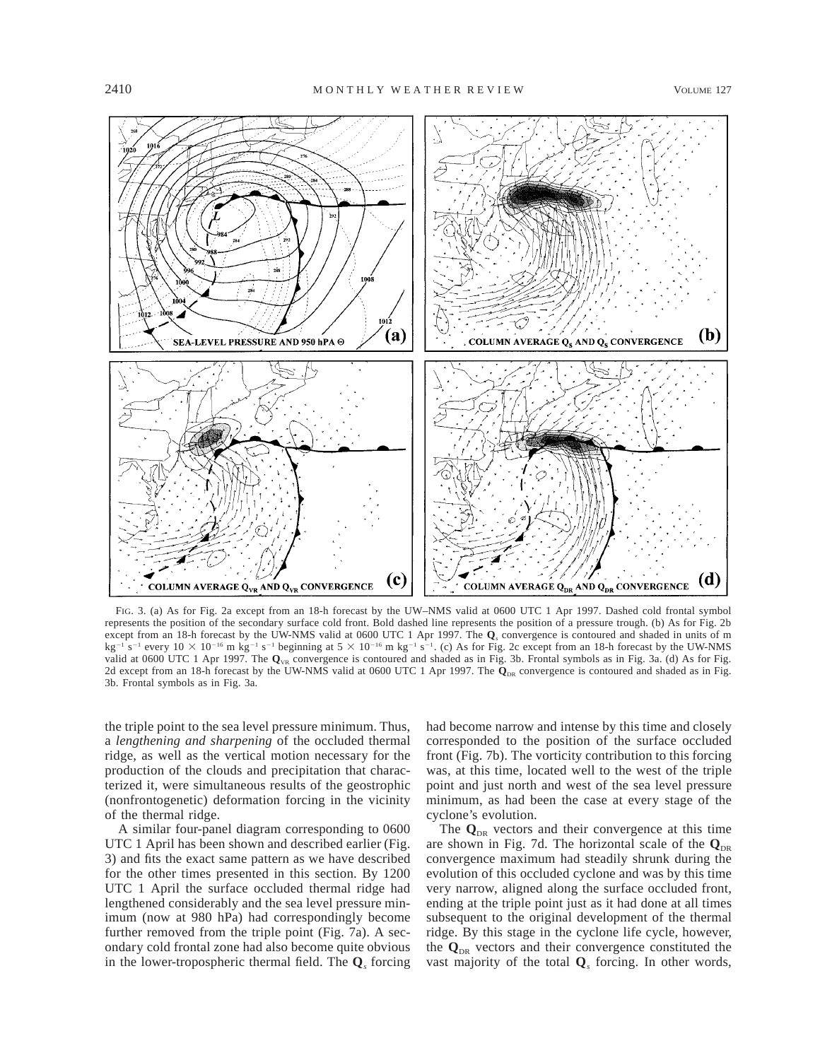FIG. 3. (a) As for Fig. 2a except from an 18-h forecast by the UW–NMS valid at 0600 UTC 1 Apr 1997. Dashed cold frontal symbol represents the position of the secondary surface cold front. Bold dashed line represents the position of a pressure trough. (b) As for Fig. 2b except from an 18-h forecast by the UW-NMS valid at 0600 UTC 1 Apr 1997. The $\mathbf{Q}_s$ convergence is contoured and shaded in units of m kg$^{-1}$ s$^{-1}$ every $10 \times 10^{-16}$ m kg$^{-1}$ s$^{-1}$ beginning at $5 \times 10^{-16}$ m kg$^{-1}$ s$^{-1}$. (c) As for Fig. 2c except from an 18-h forecast by the UW-NMS valid at 0600 UTC 1 Apr 1997. The $\mathbf{Q}_{VR}$ convergence is contoured and shaded as in Fig. 3b. Frontal symbols as in Fig. 3a. (d) As for Fig. 2d except from an 18-h forecast by the UW-NMS valid at 0600 UTC 1 Apr 1997. The $\mathbf{Q}_{DR}$ convergence is contoured and shaded as in Fig. 3b. Frontal symbols as in Fig. 3a.

the triple point to the sea level pressure minimum. Thus, a *lengthening and sharpening* of the occluded thermal ridge, as well as the vertical motion necessary for the production of the clouds and precipitation that characterized it, were simultaneous results of the geostrophic (nonfrontogenetic) deformation forcing in the vicinity of the thermal ridge.

A similar four-panel diagram corresponding to 0600 UTC 1 April has been shown and described earlier (Fig. 3) and fits the exact same pattern as we have described for the other times presented in this section. By 1200 UTC 1 April the surface occluded thermal ridge had lengthened considerably and the sea level pressure minimum (now at 980 hPa) had correspondingly become further removed from the triple point (Fig. 7a). A secondary cold frontal zone had also become quite obvious in the lower-tropospheric thermal field. The $\mathbf{Q}_s$ forcing had become narrow and intense by this time and closely corresponded to the position of the surface occluded front (Fig. 7b). The vorticity contribution to this forcing was, at this time, located well to the west of the triple point and just north and west of the sea level pressure minimum, as had been the case at every stage of the cyclone's evolution.

The $\mathbf{Q}_{DR}$ vectors and their convergence at this time are shown in Fig. 7d. The horizontal scale of the $\mathbf{Q}_{DR}$ convergence maximum had steadily shrunk during the evolution of this occluded cyclone and was by this time very narrow, aligned along the surface occluded front, ending at the triple point just as it had done at all times subsequent to the original development of the thermal ridge. By this stage in the cyclone life cycle, however, the $\mathbf{Q}_{DR}$ vectors and their convergence constituted the vast majority of the total $\mathbf{Q}_s$ forcing. In other words,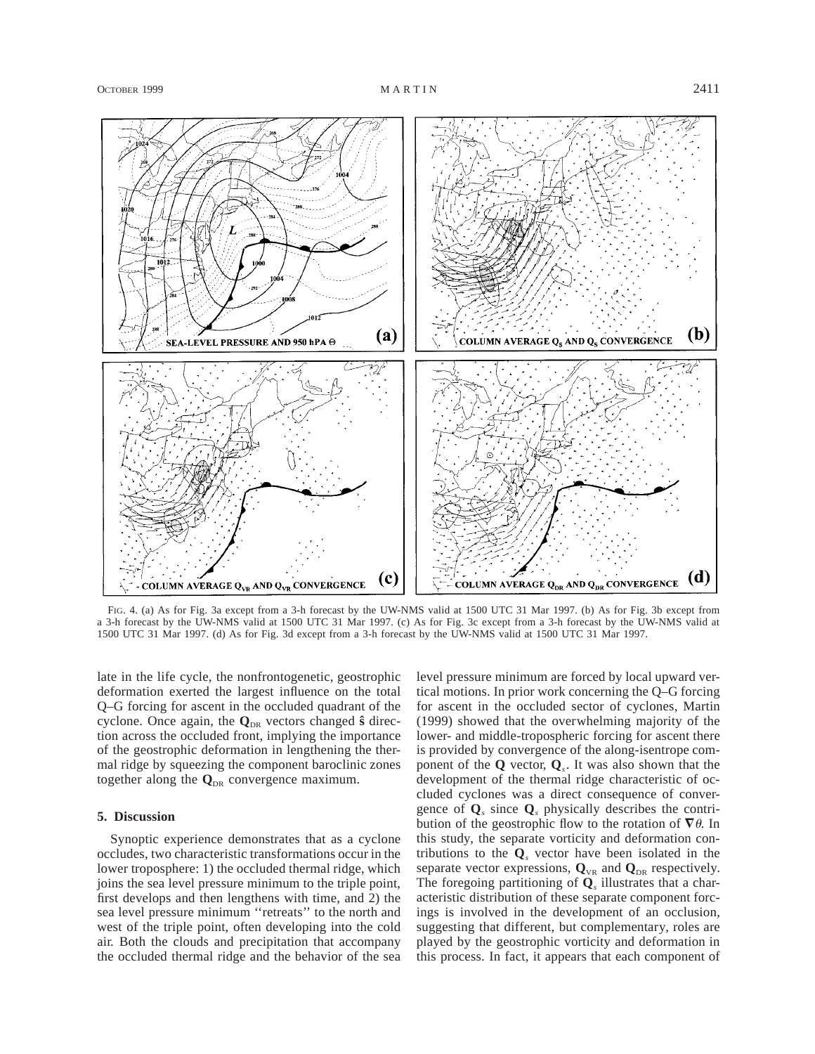FIG. 4. (a) As for Fig. 3a except from a 3-h forecast by the UW-NMS valid at 1500 UTC 31 Mar 1997. (b) As for Fig. 3b except from a 3-h forecast by the UW-NMS valid at 1500 UTC 31 Mar 1997. (c) As for Fig. 3c except from a 3-h forecast by the UW-NMS valid at 1500 UTC 31 Mar 1997. (d) As for Fig. 3d except from a 3-h forecast by the UW-NMS valid at 1500 UTC 31 Mar 1997.

late in the life cycle, the nonfrontogenetic, geostrophic deformation exerted the largest influence on the total Q–G forcing for ascent in the occluded quadrant of the cyclone. Once again, the $\mathbf{Q}_{DR}$ vectors changed $\hat{\mathbf{s}}$ direction across the occluded front, implying the importance of the geostrophic deformation in lengthening the thermal ridge by squeezing the component baroclinic zones together along the $\mathbf{Q}_{DR}$ convergence maximum.

## 5. Discussion

Synoptic experience demonstrates that as a cyclone occludes, two characteristic transformations occur in the lower troposphere: 1) the occluded thermal ridge, which joins the sea level pressure minimum to the triple point, first develops and then lengthens with time, and 2) the sea level pressure minimum ''retreats'' to the north and west of the triple point, often developing into the cold air. Both the clouds and precipitation that accompany the occluded thermal ridge and the behavior of the sea level pressure minimum are forced by local upward vertical motions. In prior work concerning the Q–G forcing for ascent in the occluded sector of cyclones, Martin (1999) showed that the overwhelming majority of the lower- and middle-tropospheric forcing for ascent there is provided by convergence of the along-isentrope component of the **Q** vector, $\mathbf{Q}_s$. It was also shown that the development of the thermal ridge characteristic of occluded cyclones was a direct consequence of convergence of $\mathbf{Q}_s$ since $\mathbf{Q}_s$ physically describes the contribution of the geostrophic flow to the rotation of $\nabla\theta$. In this study, the separate vorticity and deformation contributions to the $\mathbf{Q}_s$ vector have been isolated in the separate vector expressions, $\mathbf{Q}_{VR}$ and $\mathbf{Q}_{DR}$ respectively. The foregoing partitioning of $\mathbf{Q}_s$ illustrates that a characteristic distribution of these separate component forcings is involved in the development of an occlusion, suggesting that different, but complementary, roles are played by the geostrophic vorticity and deformation in this process. In fact, it appears that each component of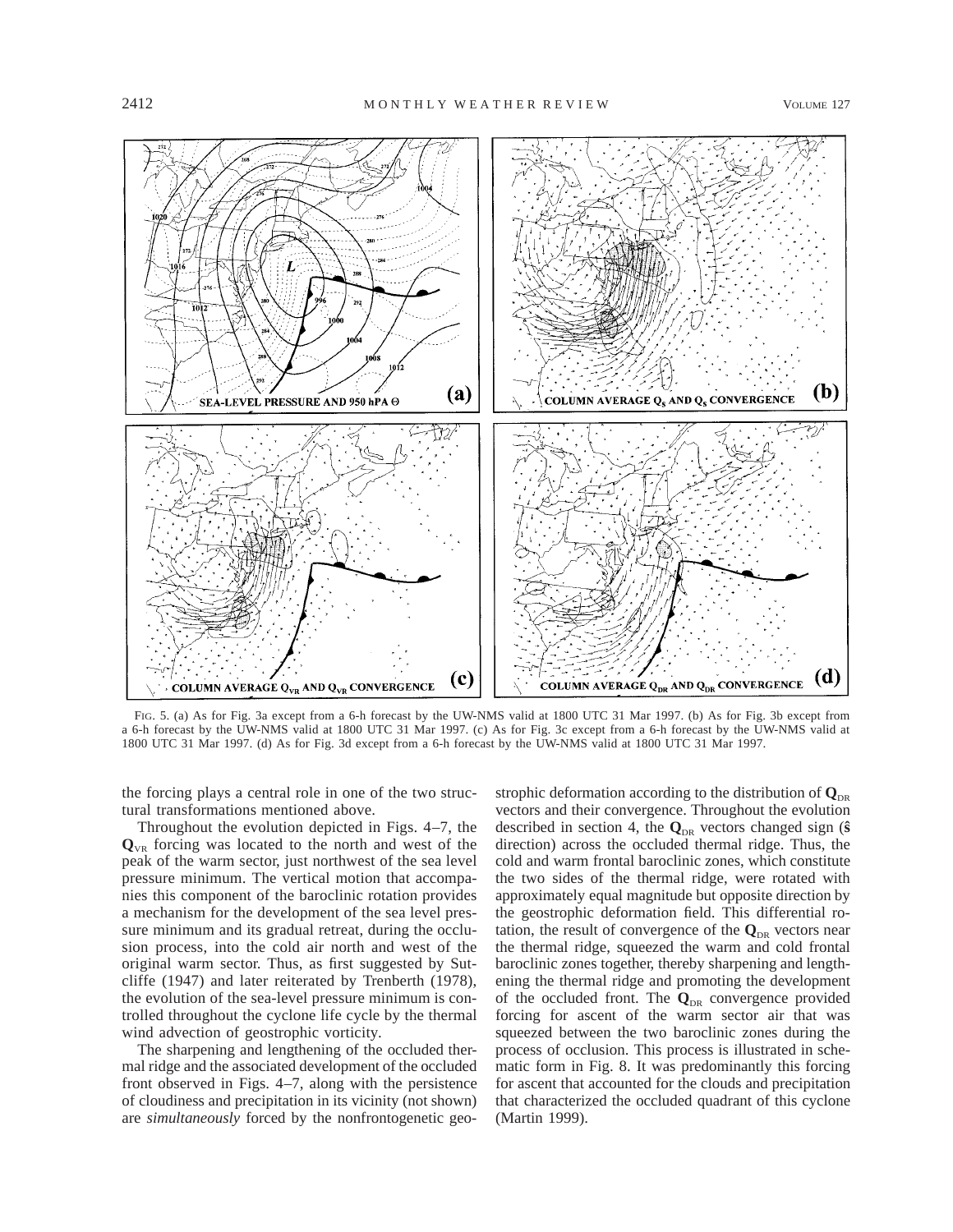FIG. 5. (a) As for Fig. 3a except from a 6-h forecast by the UW-NMS valid at 1800 UTC 31 Mar 1997. (b) As for Fig. 3b except from a 6-h forecast by the UW-NMS valid at 1800 UTC 31 Mar 1997. (c) As for Fig. 3c except from a 6-h forecast by the UW-NMS valid at 1800 UTC 31 Mar 1997. (d) As for Fig. 3d except from a 6-h forecast by the UW-NMS valid at 1800 UTC 31 Mar 1997.

the forcing plays a central role in one of the two structural transformations mentioned above.

Throughout the evolution depicted in Figs. 4–7, the $\mathbf{Q}_{VR}$ forcing was located to the north and west of the peak of the warm sector, just northwest of the sea level pressure minimum. The vertical motion that accompanies this component of the baroclinic rotation provides a mechanism for the development of the sea level pressure minimum and its gradual retreat, during the occlusion process, into the cold air north and west of the original warm sector. Thus, as first suggested by Sutcliffe (1947) and later reiterated by Trenberth (1978), the evolution of the sea-level pressure minimum is controlled throughout the cyclone life cycle by the thermal wind advection of geostrophic vorticity.

The sharpening and lengthening of the occluded thermal ridge and the associated development of the occluded front observed in Figs. 4–7, along with the persistence of cloudiness and precipitation in its vicinity (not shown) are *simultaneously* forced by the nonfrontogenetic geostrophic deformation according to the distribution of $\mathbf{Q}_{DR}$ vectors and their convergence. Throughout the evolution described in section 4, the $\mathbf{Q}_{DR}$ vectors changed sign ($\hat{\mathbf{s}}$ direction) across the occluded thermal ridge. Thus, the cold and warm frontal baroclinic zones, which constitute the two sides of the thermal ridge, were rotated with approximately equal magnitude but opposite direction by the geostrophic deformation field. This differential rotation, the result of convergence of the $\mathbf{Q}_{DR}$ vectors near the thermal ridge, squeezed the warm and cold frontal baroclinic zones together, thereby sharpening and lengthening the thermal ridge and promoting the development of the occluded front. The $\mathbf{Q}_{DR}$ convergence provided forcing for ascent of the warm sector air that was squeezed between the two baroclinic zones during the process of occlusion. This process is illustrated in schematic form in Fig. 8. It was predominantly this forcing for ascent that accounted for the clouds and precipitation that characterized the occluded quadrant of this cyclone (Martin 1999).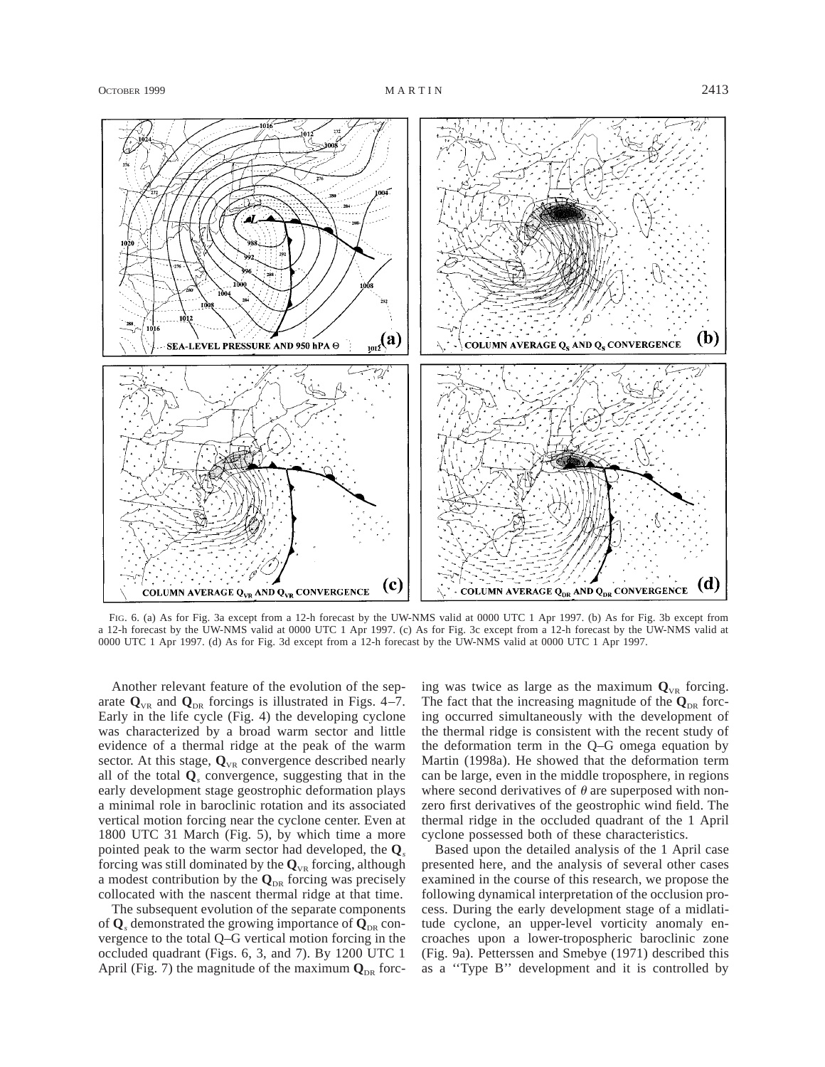FIG. 6. (a) As for Fig. 3a except from a 12-h forecast by the UW-NMS valid at 0000 UTC 1 Apr 1997. (b) As for Fig. 3b except from a 12-h forecast by the UW-NMS valid at 0000 UTC 1 Apr 1997. (c) As for Fig. 3c except from a 12-h forecast by the UW-NMS valid at 0000 UTC 1 Apr 1997. (d) As for Fig. 3d except from a 12-h forecast by the UW-NMS valid at 0000 UTC 1 Apr 1997.

Another relevant feature of the evolution of the separate $\mathbf{Q}_{VR}$ and $\mathbf{Q}_{DR}$ forcings is illustrated in Figs. 4–7. Early in the life cycle (Fig. 4) the developing cyclone was characterized by a broad warm sector and little evidence of a thermal ridge at the peak of the warm sector. At this stage, $\mathbf{Q}_{VR}$ convergence described nearly all of the total $\mathbf{Q}_s$ convergence, suggesting that in the early development stage geostrophic deformation plays a minimal role in baroclinic rotation and its associated vertical motion forcing near the cyclone center. Even at 1800 UTC 31 March (Fig. 5), by which time a more pointed peak to the warm sector had developed, the $\mathbf{Q}_s$ forcing was still dominated by the $\mathbf{Q}_{VR}$ forcing, although a modest contribution by the $\mathbf{Q}_{DR}$ forcing was precisely collocated with the nascent thermal ridge at that time.

The subsequent evolution of the separate components of $\mathbf{Q}_s$ demonstrated the growing importance of $\mathbf{Q}_{DR}$ convergence to the total Q–G vertical motion forcing in the occluded quadrant (Figs. 6, 3, and 7). By 1200 UTC 1 April (Fig. 7) the magnitude of the maximum $\mathbf{Q}_{DR}$ forcing was twice as large as the maximum $\mathbf{Q}_{VR}$ forcing. The fact that the increasing magnitude of the $\mathbf{Q}_{DR}$ forcing occurred simultaneously with the development of the thermal ridge is consistent with the recent study of the deformation term in the Q–G omega equation by Martin (1998a). He showed that the deformation term can be large, even in the middle troposphere, in regions where second derivatives of $\theta$ are superposed with nonzero first derivatives of the geostrophic wind field. The thermal ridge in the occluded quadrant of the 1 April cyclone possessed both of these characteristics.

Based upon the detailed analysis of the 1 April case presented here, and the analysis of several other cases examined in the course of this research, we propose the following dynamical interpretation of the occlusion process. During the early development stage of a midlatitude cyclone, an upper-level vorticity anomaly encroaches upon a lower-tropospheric baroclinic zone (Fig. 9a). Petterssen and Smebye (1971) described this as a ''Type B'' development and it is controlled by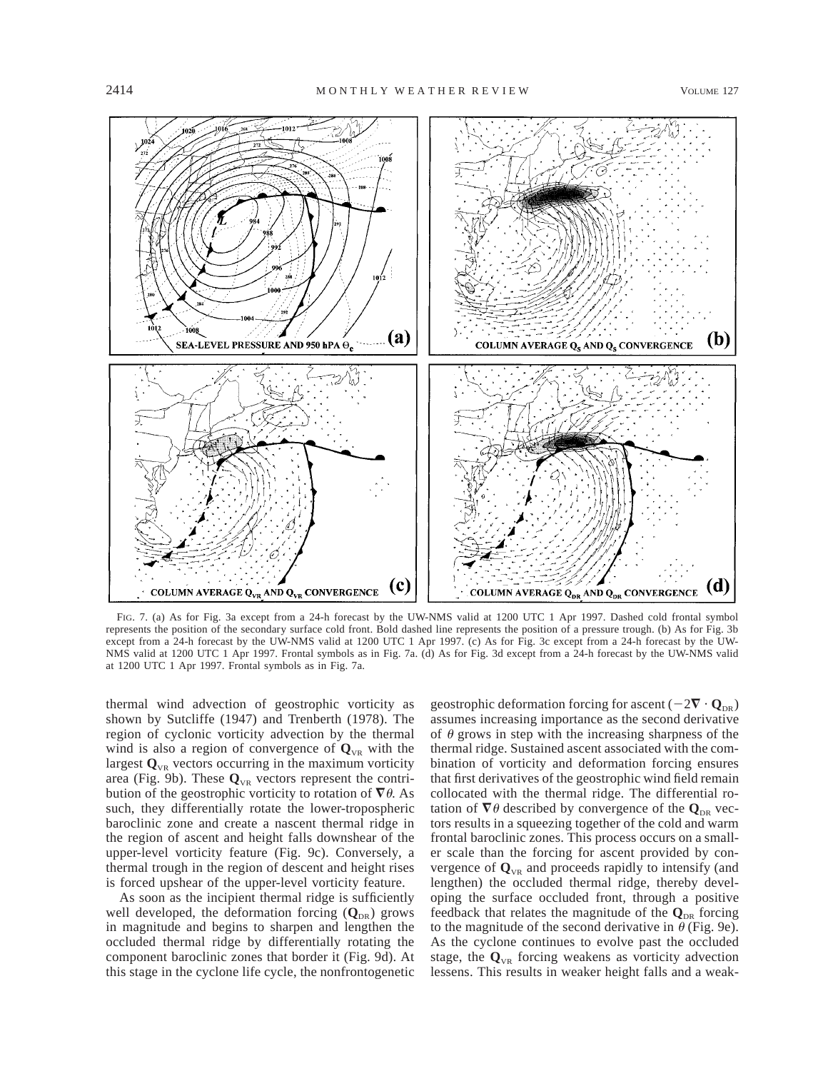FIG. 7. (a) As for Fig. 3a except from a 24-h forecast by the UW-NMS valid at 1200 UTC 1 Apr 1997. Dashed cold frontal symbol represents the position of the secondary surface cold front. Bold dashed line represents the position of a pressure trough. (b) As for Fig. 3b except from a 24-h forecast by the UW-NMS valid at 1200 UTC 1 Apr 1997. (c) As for Fig. 3c except from a 24-h forecast by the UW-NMS valid at 1200 UTC 1 Apr 1997. Frontal symbols as in Fig. 7a. (d) As for Fig. 3d except from a 24-h forecast by the UW-NMS valid at 1200 UTC 1 Apr 1997. Frontal symbols as in Fig. 7a.

thermal wind advection of geostrophic vorticity as shown by Sutcliffe (1947) and Trenberth (1978). The region of cyclonic vorticity advection by the thermal wind is also a region of convergence of $\mathbf{Q}_{VR}$ with the largest $\mathbf{Q}_{VR}$ vectors occurring in the maximum vorticity area (Fig. 9b). These $\mathbf{Q}_{VR}$ vectors represent the contribution of the geostrophic vorticity to rotation of $\nabla\theta$. As such, they differentially rotate the lower-tropospheric baroclinic zone and create a nascent thermal ridge in the region of ascent and height falls downshear of the upper-level vorticity feature (Fig. 9c). Conversely, a thermal trough in the region of descent and height rises is forced upshear of the upper-level vorticity feature.

As soon as the incipient thermal ridge is sufficiently well developed, the deformation forcing ($\mathbf{Q}_{DR}$) grows in magnitude and begins to sharpen and lengthen the occluded thermal ridge by differentially rotating the component baroclinic zones that border it (Fig. 9d). At this stage in the cyclone life cycle, the nonfrontogenetic geostrophic deformation forcing for ascent ($-2\nabla \cdot \mathbf{Q}_{DR}$) assumes increasing importance as the second derivative of $\theta$ grows in step with the increasing sharpness of the thermal ridge. Sustained ascent associated with the combination of vorticity and deformation forcing ensures that first derivatives of the geostrophic wind field remain collocated with the thermal ridge. The differential rotation of $\nabla\theta$ described by convergence of the $\mathbf{Q}_{DR}$ vectors results in a squeezing together of the cold and warm frontal baroclinic zones. This process occurs on a smaller scale than the forcing for ascent provided by convergence of $\mathbf{Q}_{VR}$ and proceeds rapidly to intensify (and lengthen) the occluded thermal ridge, thereby developing the surface occluded front, through a positive feedback that relates the magnitude of the $\mathbf{Q}_{DR}$ forcing to the magnitude of the second derivative in $\theta$ (Fig. 9e). As the cyclone continues to evolve past the occluded stage, the $\mathbf{Q}_{VR}$ forcing weakens as vorticity advection lessens. This results in weaker height falls and a weak-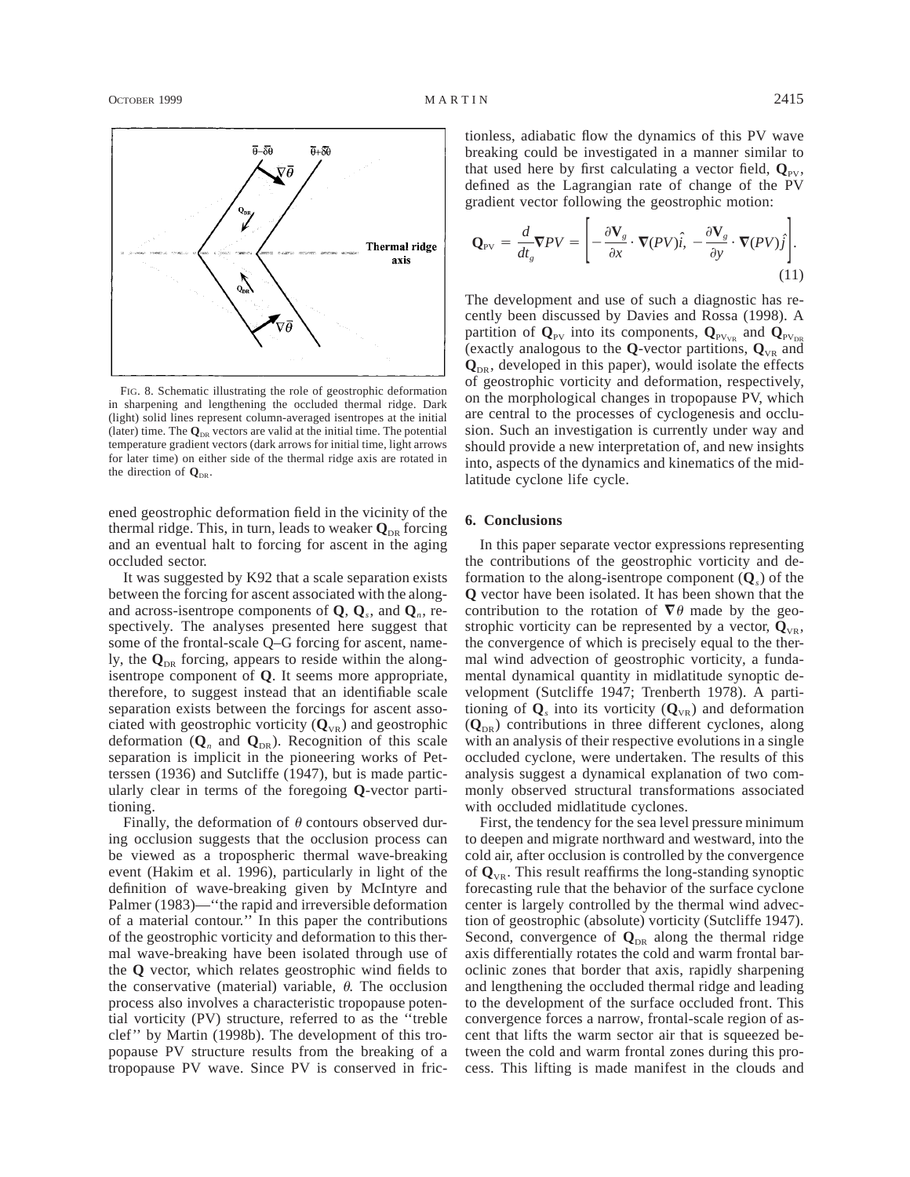FIG. 8. Schematic illustrating the role of geostrophic deformation in sharpening and lengthening the occluded thermal ridge. Dark (light) solid lines represent column-averaged isentropes at the initial (later) time. The $\mathbf{Q}_{DR}$ vectors are valid at the initial time. The potential temperature gradient vectors (dark arrows for initial time, light arrows for later time) on either side of the thermal ridge axis are rotated in the direction of $\mathbf{Q}_{DR}$.

ened geostrophic deformation field in the vicinity of the thermal ridge. This, in turn, leads to weaker $\mathbf{Q}_{DR}$ forcing and an eventual halt to forcing for ascent in the aging occluded sector.

It was suggested by K92 that a scale separation exists between the forcing for ascent associated with the along- and across-isentrope components of $\mathbf{Q}$, $\mathbf{Q}_s$, and $\mathbf{Q}_n$, respectively. The analyses presented here suggest that some of the frontal-scale Q–G forcing for ascent, namely, the $\mathbf{Q}_{DR}$ forcing, appears to reside within the along-isentrope component of $\mathbf{Q}$. It seems more appropriate, therefore, to suggest instead that an identifiable scale separation exists between the forcings for ascent associated with geostrophic vorticity ($\mathbf{Q}_{VR}$) and geostrophic deformation ($\mathbf{Q}_n$ and $\mathbf{Q}_{DR}$). Recognition of this scale separation is implicit in the pioneering works of Petterssen (1936) and Sutcliffe (1947), but is made particularly clear in terms of the foregoing $\mathbf{Q}$-vector partitioning.

Finally, the deformation of $\theta$ contours observed during occlusion suggests that the occlusion process can be viewed as a tropospheric thermal wave-breaking event (Hakim et al. 1996), particularly in light of the definition of wave-breaking given by McIntyre and Palmer (1983)—''the rapid and irreversible deformation of a material contour.'' In this paper the contributions of the geostrophic vorticity and deformation to this thermal wave-breaking have been isolated through use of the $\mathbf{Q}$ vector, which relates geostrophic wind fields to the conservative (material) variable, $\theta$. The occlusion process also involves a characteristic tropopause potential vorticity (PV) structure, referred to as the ''treble clef'' by Martin (1998b). The development of this tropopause PV structure results from the breaking of a tropopause PV wave. Since PV is conserved in frictionless, adiabatic flow the dynamics of this PV wave breaking could be investigated in a manner similar to that used here by first calculating a vector field, $\mathbf{Q}_{PV}$, defined as the Lagrangian rate of change of the PV gradient vector following the geostrophic motion:

$$\mathbf{Q}_{PV} = \frac{d}{dt_g}\boldsymbol{\nabla} PV = \left[-\frac{\partial \mathbf{V}_g}{\partial x}\cdot \boldsymbol{\nabla}(PV)\hat{i},\ -\frac{\partial \mathbf{V}_g}{\partial y}\cdot \boldsymbol{\nabla}(PV)\hat{j}\right]. \tag{11}$$

The development and use of such a diagnostic has recently been discussed by Davies and Rossa (1998). A partition of $\mathbf{Q}_{PV}$ into its components, $\mathbf{Q}_{PV_{VR}}$ and $\mathbf{Q}_{PV_{DR}}$ (exactly analogous to the $\mathbf{Q}$-vector partitions, $\mathbf{Q}_{VR}$ and $\mathbf{Q}_{DR}$, developed in this paper), would isolate the effects of geostrophic vorticity and deformation, respectively, on the morphological changes in tropopause PV, which are central to the processes of cyclogenesis and occlusion. Such an investigation is currently under way and should provide a new interpretation of, and new insights into, aspects of the dynamics and kinematics of the midlatitude cyclone life cycle.

## 6. Conclusions

In this paper separate vector expressions representing the contributions of the geostrophic vorticity and deformation to the along-isentrope component ($\mathbf{Q}_s$) of the $\mathbf{Q}$ vector have been isolated. It has been shown that the contribution to the rotation of $\boldsymbol{\nabla}\theta$ made by the geostrophic vorticity can be represented by a vector, $\mathbf{Q}_{VR}$, the convergence of which is precisely equal to the thermal wind advection of geostrophic vorticity, a fundamental dynamical quantity in midlatitude synoptic development (Sutcliffe 1947; Trenberth 1978). A partitioning of $\mathbf{Q}_s$ into its vorticity ($\mathbf{Q}_{VR}$) and deformation ($\mathbf{Q}_{DR}$) contributions in three different cyclones, along with an analysis of their respective evolutions in a single occluded cyclone, were undertaken. The results of this analysis suggest a dynamical explanation of two commonly observed structural transformations associated with occluded midlatitude cyclones.

First, the tendency for the sea level pressure minimum to deepen and migrate northward and westward, into the cold air, after occlusion is controlled by the convergence of $\mathbf{Q}_{VR}$. This result reaffirms the long-standing synoptic forecasting rule that the behavior of the surface cyclone center is largely controlled by the thermal wind advection of geostrophic (absolute) vorticity (Sutcliffe 1947). Second, convergence of $\mathbf{Q}_{DR}$ along the thermal ridge axis differentially rotates the cold and warm frontal baroclinic zones that border that axis, rapidly sharpening and lengthening the occluded thermal ridge and leading to the development of the surface occluded front. This convergence forces a narrow, frontal-scale region of ascent that lifts the warm sector air that is squeezed between the cold and warm frontal zones during this process. This lifting is made manifest in the clouds and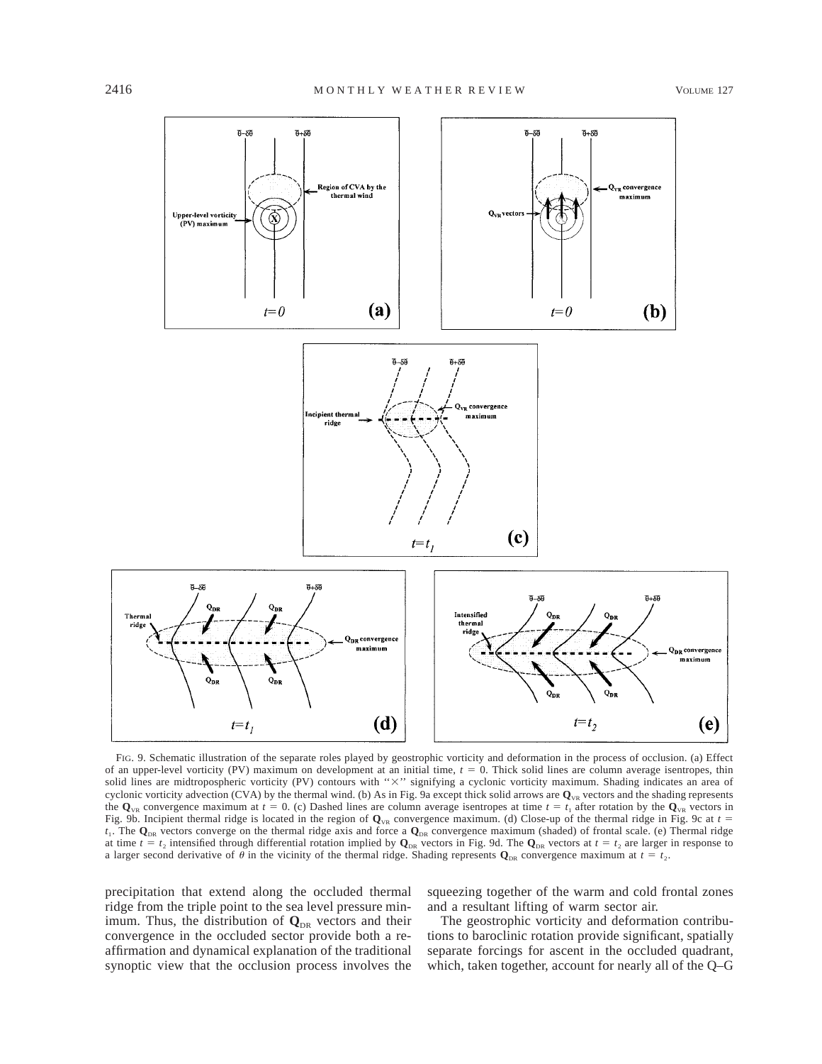FIG. 9. Schematic illustration of the separate roles played by geostrophic vorticity and deformation in the process of occlusion. (a) Effect of an upper-level vorticity (PV) maximum on development at an initial time, $t = 0$. Thick solid lines are column average isentropes, thin solid lines are midtropospheric vorticity (PV) contours with "×" signifying a cyclonic vorticity maximum. Shading indicates an area of cyclonic vorticity advection (CVA) by the thermal wind. (b) As in Fig. 9a except thick solid arrows are $\mathbf{Q}_{VR}$ vectors and the shading represents the $\mathbf{Q}_{VR}$ convergence maximum at $t = 0$. (c) Dashed lines are column average isentropes at time $t = t_1$ after rotation by the $\mathbf{Q}_{VR}$ vectors in Fig. 9b. Incipient thermal ridge is located in the region of $\mathbf{Q}_{VR}$ convergence maximum. (d) Close-up of the thermal ridge in Fig. 9c at $t = t_1$. The $\mathbf{Q}_{DR}$ vectors converge on the thermal ridge axis and force a $\mathbf{Q}_{DR}$ convergence maximum (shaded) of frontal scale. (e) Thermal ridge at time $t = t_2$ intensified through differential rotation implied by $\mathbf{Q}_{DR}$ vectors in Fig. 9d. The $\mathbf{Q}_{DR}$ vectors at $t = t_2$ are larger in response to a larger second derivative of $\theta$ in the vicinity of the thermal ridge. Shading represents $\mathbf{Q}_{DR}$ convergence maximum at $t = t_2$.

precipitation that extend along the occluded thermal ridge from the triple point to the sea level pressure minimum. Thus, the distribution of $\mathbf{Q}_{DR}$ vectors and their convergence in the occluded sector provide both a reaffirmation and dynamical explanation of the traditional synoptic view that the occlusion process involves the squeezing together of the warm and cold frontal zones and a resultant lifting of warm sector air.

The geostrophic vorticity and deformation contributions to baroclinic rotation provide significant, spatially separate forcings for ascent in the occluded quadrant, which, taken together, account for nearly all of the Q–G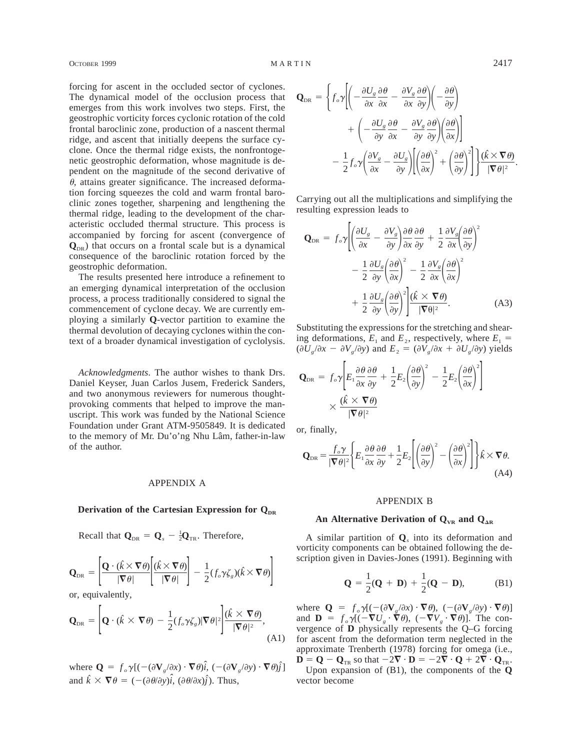forcing for ascent in the occluded sector of cyclones. The dynamical model of the occlusion process that emerges from this work involves two steps. First, the geostrophic vorticity forces cyclonic rotation of the cold frontal baroclinic zone, production of a nascent thermal ridge, and ascent that initially deepens the surface cyclone. Once the thermal ridge exists, the nonfrontogenetic geostrophic deformation, whose magnitude is dependent on the magnitude of the second derivative of $\theta$, attains greater significance. The increased deformation forcing squeezes the cold and warm frontal baroclinic zones together, sharpening and lengthening the thermal ridge, leading to the development of the characteristic occluded thermal structure. This process is accompanied by forcing for ascent (convergence of $\mathbf{Q}_{\rm DR}$) that occurs on a frontal scale but is a dynamical consequence of the baroclinic rotation forced by the geostrophic deformation.

The results presented here introduce a refinement to an emerging dynamical interpretation of the occlusion process, a process traditionally considered to signal the commencement of cyclone decay. We are currently employing a similarly **Q**-vector partition to examine the thermal devolution of decaying cyclones within the context of a broader dynamical investigation of cyclolysis.

*Acknowledgments.* The author wishes to thank Drs. Daniel Keyser, Juan Carlos Jusem, Frederick Sanders, and two anonymous reviewers for numerous thought-provoking comments that helped to improve the manuscript. This work was funded by the National Science Foundation under Grant ATM-9505849. It is dedicated to the memory of Mr. Du'o'ng Nhu Lâm, father-in-law of the author.

## APPENDIX A

### Derivation of the Cartesian Expression for $\mathbf{Q}_{\rm DR}$

Recall that $\mathbf{Q}_{\rm DR} = \mathbf{Q}_s - \frac{1}{2}\mathbf{Q}_{\rm TR}$. Therefore,

$$\mathbf{Q}_{\rm DR} = \left[\frac{\mathbf{Q}\cdot(\hat{k}\times\boldsymbol{\nabla}\theta)}{|\boldsymbol{\nabla}\theta|}\right]\left[\frac{(\hat{k}\times\boldsymbol{\nabla}\theta)}{|\boldsymbol{\nabla}\theta|}\right] - \frac{1}{2}(f_o\gamma\zeta_g)(\hat{k}\times\boldsymbol{\nabla}\theta)$$

or, equivalently,

$$\mathbf{Q}_{\rm DR} = \left[\mathbf{Q}\cdot(\hat{k}\times\boldsymbol{\nabla}\theta) - \frac{1}{2}(f_o\gamma\zeta_g)|\boldsymbol{\nabla}\theta|^2\right]\frac{(\hat{k}\times\boldsymbol{\nabla}\theta)}{|\boldsymbol{\nabla}\theta|^2}, \tag{A1}$$

where $\mathbf{Q} = f_o\gamma[(-(\partial\mathbf{V}_g/\partial x)\cdot\boldsymbol{\nabla}\theta)\hat{i},\ (-(\partial\mathbf{V}_g/\partial y)\cdot\boldsymbol{\nabla}\theta)\hat{j}]$ and $\hat{k}\times\boldsymbol{\nabla}\theta = (-(\partial\theta/\partial y)\hat{i},\ (\partial\theta/\partial x)\hat{j})$. Thus,

$$\begin{aligned}\mathbf{Q}_{\rm DR} = \Bigg\{ & f_o\gamma\Bigg[\left(-\frac{\partial U_g}{\partial x}\frac{\partial\theta}{\partial x} - \frac{\partial V_g}{\partial x}\frac{\partial\theta}{\partial y}\right)\left(-\frac{\partial\theta}{\partial y}\right) \\ & + \left(-\frac{\partial U_g}{\partial y}\frac{\partial\theta}{\partial x} - \frac{\partial V_g}{\partial y}\frac{\partial\theta}{\partial y}\right)\left(\frac{\partial\theta}{\partial x}\right)\Bigg] \\ & - \frac{1}{2}f_o\gamma\left(\frac{\partial V_g}{\partial x} - \frac{\partial U_g}{\partial y}\right)\left[\left(\frac{\partial\theta}{\partial x}\right)^2 + \left(\frac{\partial\theta}{\partial y}\right)^2\right]\Bigg\}\frac{(\hat{k}\times\boldsymbol{\nabla}\theta)}{|\boldsymbol{\nabla}\theta|^2}.\end{aligned}$$

Carrying out all the multiplications and simplifying the resulting expression leads to

$$\begin{aligned}\mathbf{Q}_{\rm DR} = f_o\gamma\Bigg[ & \left(\frac{\partial U_g}{\partial x} - \frac{\partial V_g}{\partial y}\right)\frac{\partial\theta}{\partial x}\frac{\partial\theta}{\partial y} + \frac{1}{2}\frac{\partial V_g}{\partial x}\left(\frac{\partial\theta}{\partial y}\right)^2 \\ & - \frac{1}{2}\frac{\partial U_g}{\partial y}\left(\frac{\partial\theta}{\partial x}\right)^2 - \frac{1}{2}\frac{\partial V_g}{\partial x}\left(\frac{\partial\theta}{\partial x}\right)^2 \\ & + \frac{1}{2}\frac{\partial U_g}{\partial y}\left(\frac{\partial\theta}{\partial y}\right)^2\Bigg]\frac{(\hat{k}\times\boldsymbol{\nabla}\theta)}{|\boldsymbol{\nabla}\theta|^2}.\end{aligned} \tag{A3}$$

Substituting the expressions for the stretching and shearing deformations, $E_1$ and $E_2$, respectively, where $E_1 = (\partial U_g/\partial x - \partial V_g/\partial y)$ and $E_2 = (\partial V_g/\partial x + \partial U_g/\partial y)$ yields

$$\mathbf{Q}_{\rm DR} = f_o\gamma\left[E_1\frac{\partial\theta}{\partial x}\frac{\partial\theta}{\partial y} + \frac{1}{2}E_2\left(\frac{\partial\theta}{\partial y}\right)^2 - \frac{1}{2}E_2\left(\frac{\partial\theta}{\partial x}\right)^2\right] \times \frac{(\hat{k}\times\boldsymbol{\nabla}\theta)}{|\boldsymbol{\nabla}\theta|^2}$$

or, finally,

$$\mathbf{Q}_{\rm DR} = \frac{f_o\gamma}{|\boldsymbol{\nabla}\theta|^2}\left\{E_1\frac{\partial\theta}{\partial x}\frac{\partial\theta}{\partial y} + \frac{1}{2}E_2\left[\left(\frac{\partial\theta}{\partial y}\right)^2 - \left(\frac{\partial\theta}{\partial x}\right)^2\right]\right\}\hat{k}\times\boldsymbol{\nabla}\theta. \tag{A4}$$

## APPENDIX B

### An Alternative Derivation of $\mathbf{Q}_{\rm VR}$ and $\mathbf{Q}_{\Delta\rm R}$

A similar partition of $\mathbf{Q}_s$ into its deformation and vorticity components can be obtained following the description given in Davies-Jones (1991). Beginning with

$$\mathbf{Q} = \frac{1}{2}(\mathbf{Q} + \mathbf{D}) + \frac{1}{2}(\mathbf{Q} - \mathbf{D}), \tag{B1}$$

where $\mathbf{Q} = f_o\gamma[(-(\partial\mathbf{V}_g/\partial x)\cdot\boldsymbol{\nabla}\theta),\ (-(\partial\mathbf{V}_g/\partial y)\cdot\boldsymbol{\nabla}\theta)]$ and $\mathbf{D} = f_o\gamma[(-\boldsymbol{\nabla}U_g\cdot\boldsymbol{\nabla}\theta),\ (-\boldsymbol{\nabla}V_g\cdot\boldsymbol{\nabla}\theta)]$. The convergence of $\mathbf{D}$ physically represents the Q–G forcing for ascent from the deformation term neglected in the approximate Trenberth (1978) forcing for omega (i.e., $\mathbf{D} = \mathbf{Q} - \mathbf{Q}_{\rm TR}$ so that $-2\boldsymbol{\nabla}\cdot\mathbf{D} = -2\boldsymbol{\nabla}\cdot\mathbf{Q} + 2\boldsymbol{\nabla}\cdot\mathbf{Q}_{\rm TR}$.

Upon expansion of (B1), the components of the **Q** vector become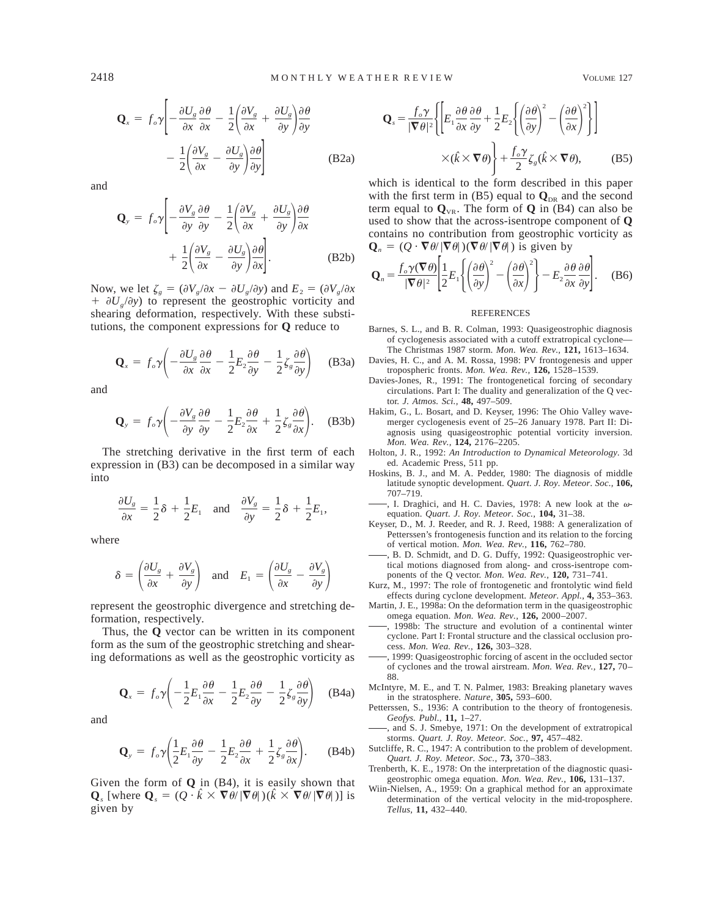$$\mathbf{Q}_x = f_o\gamma\left[-\frac{\partial U_g}{\partial x}\frac{\partial \theta}{\partial x} - \frac{1}{2}\left(\frac{\partial V_g}{\partial x} + \frac{\partial U_g}{\partial y}\right)\frac{\partial \theta}{\partial y} - \frac{1}{2}\left(\frac{\partial V_g}{\partial x} - \frac{\partial U_g}{\partial y}\right)\frac{\partial \theta}{\partial y}\right] \quad \text{(B2a)}$$

and

$$\mathbf{Q}_y = f_o\gamma\left[-\frac{\partial V_g}{\partial y}\frac{\partial \theta}{\partial y} - \frac{1}{2}\left(\frac{\partial V_g}{\partial x} + \frac{\partial U_g}{\partial y}\right)\frac{\partial \theta}{\partial x} + \frac{1}{2}\left(\frac{\partial V_g}{\partial x} - \frac{\partial U_g}{\partial y}\right)\frac{\partial \theta}{\partial x}\right]. \quad \text{(B2b)}$$

Now, we let $\zeta_g = (\partial V_g/\partial x - \partial U_g/\partial y)$ and $E_2 = (\partial V_g/\partial x + \partial U_g/\partial y)$ to represent the geostrophic vorticity and shearing deformation, respectively. With these substitutions, the component expressions for **Q** reduce to

$$\mathbf{Q}_x = f_o\gamma\left(-\frac{\partial U_g}{\partial x}\frac{\partial \theta}{\partial x} - \frac{1}{2}E_2\frac{\partial \theta}{\partial y} - \frac{1}{2}\zeta_g\frac{\partial \theta}{\partial y}\right) \quad \text{(B3a)}$$

and

$$\mathbf{Q}_y = f_o\gamma\left(-\frac{\partial V_g}{\partial y}\frac{\partial \theta}{\partial y} - \frac{1}{2}E_2\frac{\partial \theta}{\partial x} + \frac{1}{2}\zeta_g\frac{\partial \theta}{\partial x}\right). \quad \text{(B3b)}$$

The stretching derivative in the first term of each expression in (B3) can be decomposed in a similar way into

$$\frac{\partial U_g}{\partial x} = \frac{1}{2}\delta + \frac{1}{2}E_1 \quad \text{and} \quad \frac{\partial V_g}{\partial y} = \frac{1}{2}\delta + \frac{1}{2}E_1,$$

where

$$\delta = \left(\frac{\partial U_g}{\partial x} + \frac{\partial V_g}{\partial y}\right) \quad \text{and} \quad E_1 = \left(\frac{\partial U_g}{\partial x} - \frac{\partial V_g}{\partial y}\right)$$

represent the geostrophic divergence and stretching deformation, respectively.

Thus, the **Q** vector can be written in its component form as the sum of the geostrophic stretching and shearing deformations as well as the geostrophic vorticity as

$$\mathbf{Q}_x = f_o\gamma\left(-\frac{1}{2}E_1\frac{\partial \theta}{\partial x} - \frac{1}{2}E_2\frac{\partial \theta}{\partial y} - \frac{1}{2}\zeta_g\frac{\partial \theta}{\partial y}\right) \quad \text{(B4a)}$$

and

$$\mathbf{Q}_y = f_o\gamma\left(\frac{1}{2}E_1\frac{\partial \theta}{\partial y} - \frac{1}{2}E_2\frac{\partial \theta}{\partial x} + \frac{1}{2}\zeta_g\frac{\partial \theta}{\partial x}\right). \quad \text{(B4b)}$$

Given the form of **Q** in (B4), it is easily shown that $\mathbf{Q}_s$ [where $\mathbf{Q}_s = (Q \cdot \hat{k} \times \nabla\theta/|\nabla\theta|)(\hat{k} \times \nabla\theta/|\nabla\theta|)$] is given by

$$\mathbf{Q}_s = \frac{f_o\gamma}{|\nabla\theta|^2}\left\{\left[E_1\frac{\partial \theta}{\partial x}\frac{\partial \theta}{\partial y} + \frac{1}{2}E_2\left\{\left(\frac{\partial \theta}{\partial y}\right)^2 - \left(\frac{\partial \theta}{\partial x}\right)^2\right\}\right] \times (\hat{k} \times \nabla\theta)\right\} + \frac{f_o\gamma}{2}\zeta_g(\hat{k} \times \nabla\theta), \quad \text{(B5)}$$

which is identical to the form described in this paper with the first term in (B5) equal to $\mathbf{Q}_{\text{DR}}$ and the second term equal to $\mathbf{Q}_{\text{VR}}$. The form of **Q** in (B4) can also be used to show that the across-isentrope component of **Q** contains no contribution from geostrophic vorticity as $\mathbf{Q}_n = (Q \cdot \nabla\theta/|\nabla\theta|)(\nabla\theta/|\nabla\theta|)$ is given by

$$\mathbf{Q}_n = \frac{f_o\gamma(\nabla\theta)}{|\nabla\theta|^2}\left[\frac{1}{2}E_1\left\{\left(\frac{\partial \theta}{\partial y}\right)^2 - \left(\frac{\partial \theta}{\partial x}\right)^2\right\} - E_2\frac{\partial \theta}{\partial x}\frac{\partial \theta}{\partial y}\right]. \quad \text{(B6)}$$

## REFERENCES

Barnes, S. L., and B. R. Colman, 1993: Quasigeostrophic diagnosis of cyclogenesis associated with a cutoff extratropical cyclone—The Christmas 1987 storm. *Mon. Wea. Rev.,* **121,** 1613–1634.

Davies, H. C., and A. M. Rossa, 1998: PV frontogenesis and upper tropospheric fronts. *Mon. Wea. Rev.,* **126,** 1528–1539.

Davies-Jones, R., 1991: The frontogenetical forcing of secondary circulations. Part I: The duality and generalization of the Q vector. *J. Atmos. Sci.,* **48,** 497–509.

Hakim, G., L. Bosart, and D. Keyser, 1996: The Ohio Valley wave-merger cyclogenesis event of 25–26 January 1978. Part II: Diagnosis using quasigeostrophic potential vorticity inversion. *Mon. Wea. Rev.,* **124,** 2176–2205.

Holton, J. R., 1992: *An Introduction to Dynamical Meteorology.* 3d ed. Academic Press, 511 pp.

Hoskins, B. J., and M. A. Pedder, 1980: The diagnosis of middle latitude synoptic development. *Quart. J. Roy. Meteor. Soc.,* **106,** 707–719.

——, I. Draghici, and H. C. Davies, 1978: A new look at the $\omega$-equation. *Quart. J. Roy. Meteor. Soc.,* **104,** 31–38.

Keyser, D., M. J. Reeder, and R. J. Reed, 1988: A generalization of Petterssen's frontogenesis function and its relation to the forcing of vertical motion. *Mon. Wea. Rev.,* **116,** 762–780.

——, B. D. Schmidt, and D. G. Duffy, 1992: Quasigeostrophic vertical motions diagnosed from along- and cross-isentrope components of the Q vector. *Mon. Wea. Rev.,* **120,** 731–741.

Kurz, M., 1997: The role of frontogenetic and frontolytic wind field effects during cyclone development. *Meteor. Appl.,* **4,** 353–363.

Martin, J. E., 1998a: On the deformation term in the quasigeostrophic omega equation. *Mon. Wea. Rev.,* **126,** 2000–2007.

——, 1998b: The structure and evolution of a continental winter cyclone. Part I: Frontal structure and the classical occlusion process. *Mon. Wea. Rev.,* **126,** 303–328.

——, 1999: Quasigeostrophic forcing of ascent in the occluded sector of cyclones and the trowal airstream. *Mon. Wea. Rev.,* **127,** 70–88.

McIntyre, M. E., and T. N. Palmer, 1983: Breaking planetary waves in the stratosphere. *Nature,* **305,** 593–600.

Petterssen, S., 1936: A contribution to the theory of frontogenesis. *Geofys. Publ.,* **11,** 1–27.

——, and S. J. Smebye, 1971: On the development of extratropical storms. *Quart. J. Roy. Meteor. Soc.,* **97,** 457–482.

Sutcliffe, R. C., 1947: A contribution to the problem of development. *Quart. J. Roy. Meteor. Soc.,* **73,** 370–383.

Trenberth, K. E., 1978: On the interpretation of the diagnostic quasi-geostrophic omega equation. *Mon. Wea. Rev.,* **106,** 131–137.

Wiin-Nielsen, A., 1959: On a graphical method for an approximate determination of the vertical velocity in the mid-troposphere. *Tellus,* **11,** 432–440.